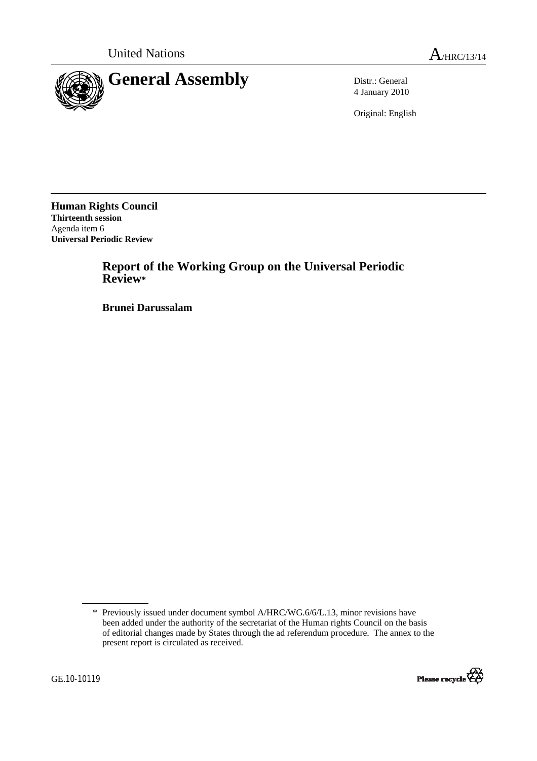United Nations A/HRC/13/14

# General Assembly

Distr.: General
4 January 2010

Original: English

**Human Rights Council**
**Thirteenth session**
Agenda item 6
**Universal Periodic Review**

## Report of the Working Group on the Universal Periodic Review*

### Brunei Darussalam

---

\* Previously issued under document symbol A/HRC/WG.6/6/L.13, minor revisions have been added under the authority of the secretariat of the Human rights Council on the basis of editorial changes made by States through the ad referendum procedure. The annex to the present report is circulated as received.

GE.10-10119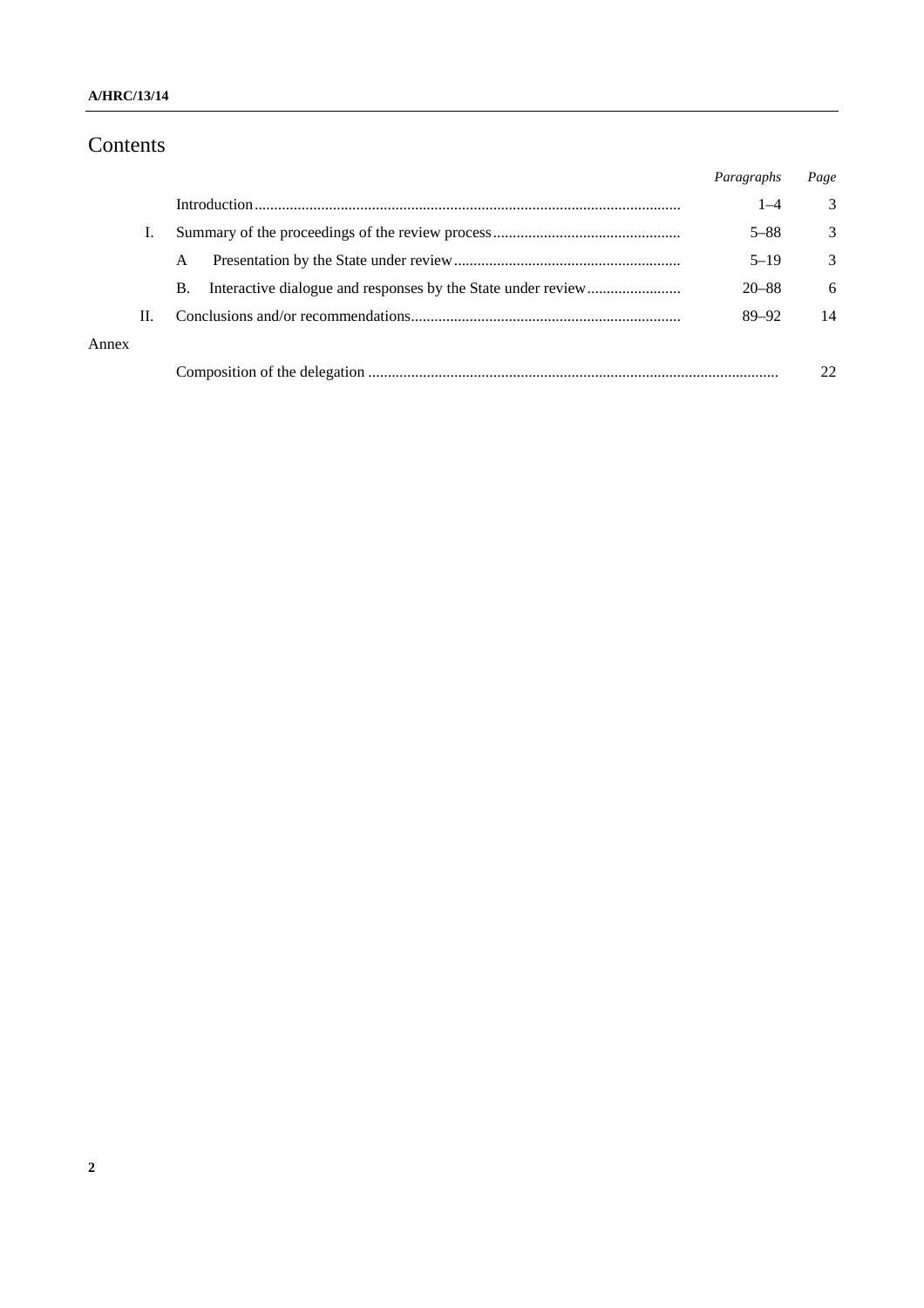# Contents

| | | Paragraphs | Page |
|---|---|---|---|
| | Introduction | 1–4 | 3 |
| I. | Summary of the proceedings of the review process | 5–88 | 3 |
| | A Presentation by the State under review | 5–19 | 3 |
| | B. Interactive dialogue and responses by the State under review | 20–88 | 6 |
| II. | Conclusions and/or recommendations | 89–92 | 14 |
| Annex | | | |
| | Composition of the delegation | | 22 |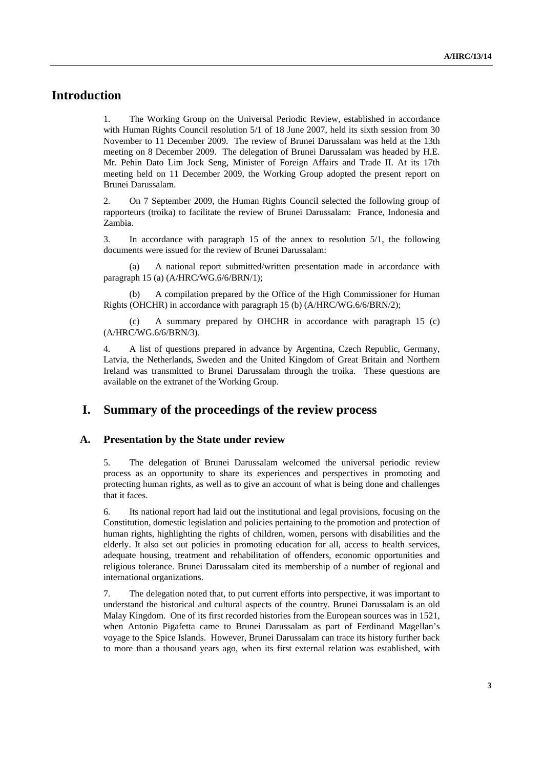# Introduction

1. The Working Group on the Universal Periodic Review, established in accordance with Human Rights Council resolution 5/1 of 18 June 2007, held its sixth session from 30 November to 11 December 2009. The review of Brunei Darussalam was held at the 13th meeting on 8 December 2009. The delegation of Brunei Darussalam was headed by H.E. Mr. Pehin Dato Lim Jock Seng, Minister of Foreign Affairs and Trade II. At its 17th meeting held on 11 December 2009, the Working Group adopted the present report on Brunei Darussalam.

2. On 7 September 2009, the Human Rights Council selected the following group of rapporteurs (troika) to facilitate the review of Brunei Darussalam: France, Indonesia and Zambia.

3. In accordance with paragraph 15 of the annex to resolution 5/1, the following documents were issued for the review of Brunei Darussalam:

(a) A national report submitted/written presentation made in accordance with paragraph 15 (a) (A/HRC/WG.6/6/BRN/1);

(b) A compilation prepared by the Office of the High Commissioner for Human Rights (OHCHR) in accordance with paragraph 15 (b) (A/HRC/WG.6/6/BRN/2);

(c) A summary prepared by OHCHR in accordance with paragraph 15 (c) (A/HRC/WG.6/6/BRN/3).

4. A list of questions prepared in advance by Argentina, Czech Republic, Germany, Latvia, the Netherlands, Sweden and the United Kingdom of Great Britain and Northern Ireland was transmitted to Brunei Darussalam through the troika. These questions are available on the extranet of the Working Group.

# I. Summary of the proceedings of the review process

## A. Presentation by the State under review

5. The delegation of Brunei Darussalam welcomed the universal periodic review process as an opportunity to share its experiences and perspectives in promoting and protecting human rights, as well as to give an account of what is being done and challenges that it faces.

6. Its national report had laid out the institutional and legal provisions, focusing on the Constitution, domestic legislation and policies pertaining to the promotion and protection of human rights, highlighting the rights of children, women, persons with disabilities and the elderly. It also set out policies in promoting education for all, access to health services, adequate housing, treatment and rehabilitation of offenders, economic opportunities and religious tolerance. Brunei Darussalam cited its membership of a number of regional and international organizations.

7. The delegation noted that, to put current efforts into perspective, it was important to understand the historical and cultural aspects of the country. Brunei Darussalam is an old Malay Kingdom. One of its first recorded histories from the European sources was in 1521, when Antonio Pigafetta came to Brunei Darussalam as part of Ferdinand Magellan's voyage to the Spice Islands. However, Brunei Darussalam can trace its history further back to more than a thousand years ago, when its first external relation was established, with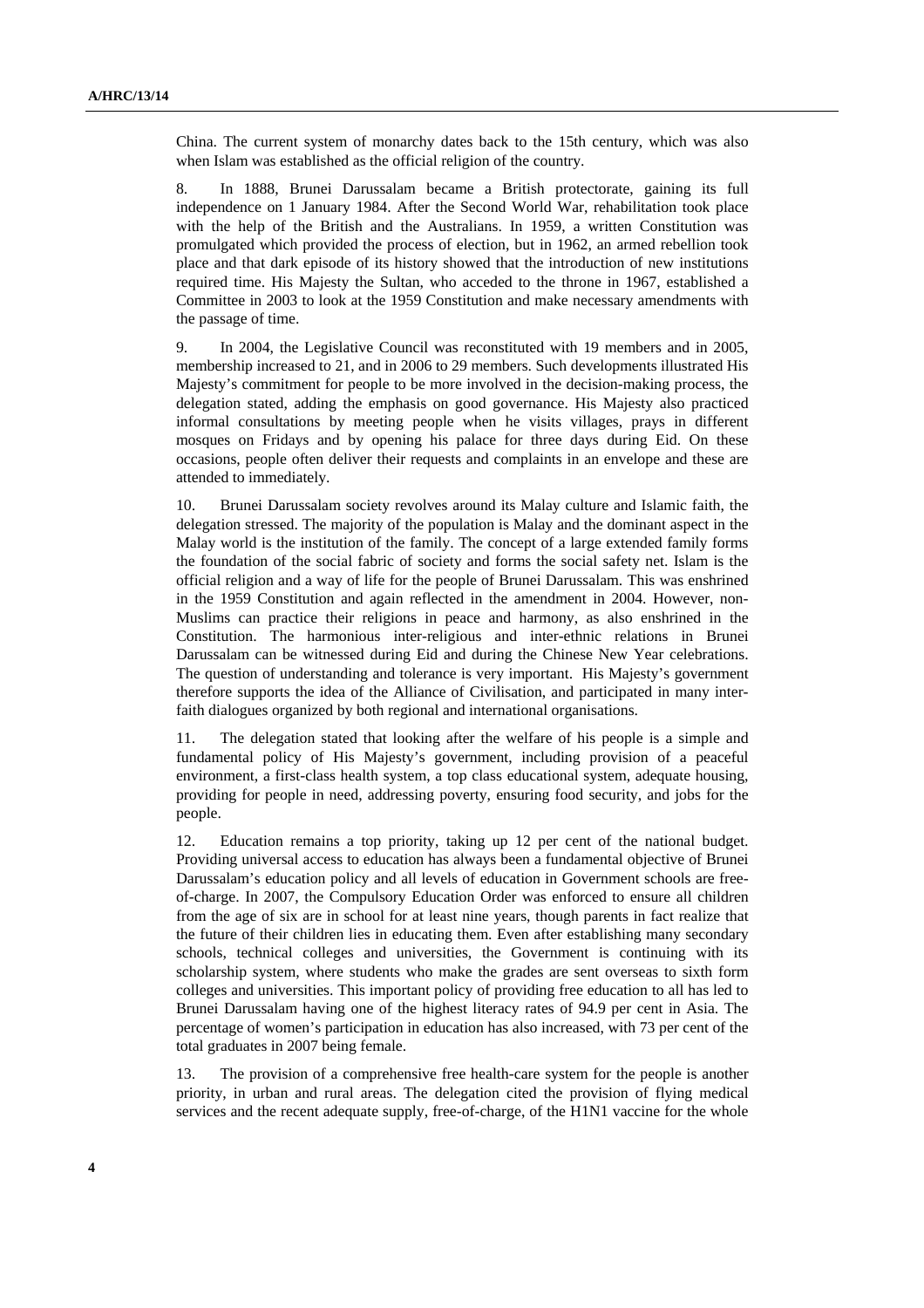China. The current system of monarchy dates back to the 15th century, which was also when Islam was established as the official religion of the country.

8. In 1888, Brunei Darussalam became a British protectorate, gaining its full independence on 1 January 1984. After the Second World War, rehabilitation took place with the help of the British and the Australians. In 1959, a written Constitution was promulgated which provided the process of election, but in 1962, an armed rebellion took place and that dark episode of its history showed that the introduction of new institutions required time. His Majesty the Sultan, who acceded to the throne in 1967, established a Committee in 2003 to look at the 1959 Constitution and make necessary amendments with the passage of time.

9. In 2004, the Legislative Council was reconstituted with 19 members and in 2005, membership increased to 21, and in 2006 to 29 members. Such developments illustrated His Majesty's commitment for people to be more involved in the decision-making process, the delegation stated, adding the emphasis on good governance. His Majesty also practiced informal consultations by meeting people when he visits villages, prays in different mosques on Fridays and by opening his palace for three days during Eid. On these occasions, people often deliver their requests and complaints in an envelope and these are attended to immediately.

10. Brunei Darussalam society revolves around its Malay culture and Islamic faith, the delegation stressed. The majority of the population is Malay and the dominant aspect in the Malay world is the institution of the family. The concept of a large extended family forms the foundation of the social fabric of society and forms the social safety net. Islam is the official religion and a way of life for the people of Brunei Darussalam. This was enshrined in the 1959 Constitution and again reflected in the amendment in 2004. However, non-Muslims can practice their religions in peace and harmony, as also enshrined in the Constitution. The harmonious inter-religious and inter-ethnic relations in Brunei Darussalam can be witnessed during Eid and during the Chinese New Year celebrations. The question of understanding and tolerance is very important. His Majesty's government therefore supports the idea of the Alliance of Civilisation, and participated in many inter-faith dialogues organized by both regional and international organisations.

11. The delegation stated that looking after the welfare of his people is a simple and fundamental policy of His Majesty's government, including provision of a peaceful environment, a first-class health system, a top class educational system, adequate housing, providing for people in need, addressing poverty, ensuring food security, and jobs for the people.

12. Education remains a top priority, taking up 12 per cent of the national budget. Providing universal access to education has always been a fundamental objective of Brunei Darussalam's education policy and all levels of education in Government schools are free-of-charge. In 2007, the Compulsory Education Order was enforced to ensure all children from the age of six are in school for at least nine years, though parents in fact realize that the future of their children lies in educating them. Even after establishing many secondary schools, technical colleges and universities, the Government is continuing with its scholarship system, where students who make the grades are sent overseas to sixth form colleges and universities. This important policy of providing free education to all has led to Brunei Darussalam having one of the highest literacy rates of 94.9 per cent in Asia. The percentage of women's participation in education has also increased, with 73 per cent of the total graduates in 2007 being female.

13. The provision of a comprehensive free health-care system for the people is another priority, in urban and rural areas. The delegation cited the provision of flying medical services and the recent adequate supply, free-of-charge, of the H1N1 vaccine for the whole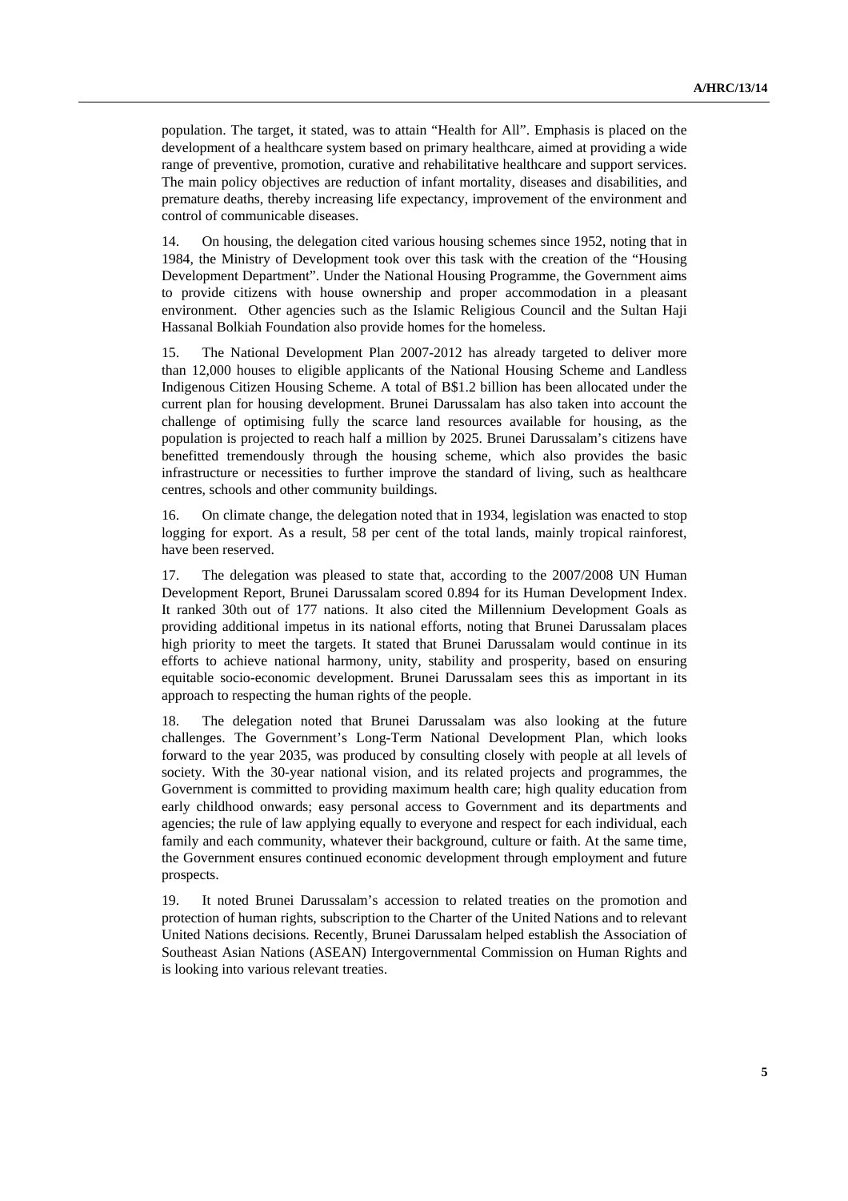population. The target, it stated, was to attain "Health for All". Emphasis is placed on the development of a healthcare system based on primary healthcare, aimed at providing a wide range of preventive, promotion, curative and rehabilitative healthcare and support services. The main policy objectives are reduction of infant mortality, diseases and disabilities, and premature deaths, thereby increasing life expectancy, improvement of the environment and control of communicable diseases.

14. On housing, the delegation cited various housing schemes since 1952, noting that in 1984, the Ministry of Development took over this task with the creation of the "Housing Development Department". Under the National Housing Programme, the Government aims to provide citizens with house ownership and proper accommodation in a pleasant environment. Other agencies such as the Islamic Religious Council and the Sultan Haji Hassanal Bolkiah Foundation also provide homes for the homeless.

15. The National Development Plan 2007-2012 has already targeted to deliver more than 12,000 houses to eligible applicants of the National Housing Scheme and Landless Indigenous Citizen Housing Scheme. A total of B$1.2 billion has been allocated under the current plan for housing development. Brunei Darussalam has also taken into account the challenge of optimising fully the scarce land resources available for housing, as the population is projected to reach half a million by 2025. Brunei Darussalam's citizens have benefitted tremendously through the housing scheme, which also provides the basic infrastructure or necessities to further improve the standard of living, such as healthcare centres, schools and other community buildings.

16. On climate change, the delegation noted that in 1934, legislation was enacted to stop logging for export. As a result, 58 per cent of the total lands, mainly tropical rainforest, have been reserved.

17. The delegation was pleased to state that, according to the 2007/2008 UN Human Development Report, Brunei Darussalam scored 0.894 for its Human Development Index. It ranked 30th out of 177 nations. It also cited the Millennium Development Goals as providing additional impetus in its national efforts, noting that Brunei Darussalam places high priority to meet the targets. It stated that Brunei Darussalam would continue in its efforts to achieve national harmony, unity, stability and prosperity, based on ensuring equitable socio-economic development. Brunei Darussalam sees this as important in its approach to respecting the human rights of the people.

18. The delegation noted that Brunei Darussalam was also looking at the future challenges. The Government's Long-Term National Development Plan, which looks forward to the year 2035, was produced by consulting closely with people at all levels of society. With the 30-year national vision, and its related projects and programmes, the Government is committed to providing maximum health care; high quality education from early childhood onwards; easy personal access to Government and its departments and agencies; the rule of law applying equally to everyone and respect for each individual, each family and each community, whatever their background, culture or faith. At the same time, the Government ensures continued economic development through employment and future prospects.

19. It noted Brunei Darussalam's accession to related treaties on the promotion and protection of human rights, subscription to the Charter of the United Nations and to relevant United Nations decisions. Recently, Brunei Darussalam helped establish the Association of Southeast Asian Nations (ASEAN) Intergovernmental Commission on Human Rights and is looking into various relevant treaties.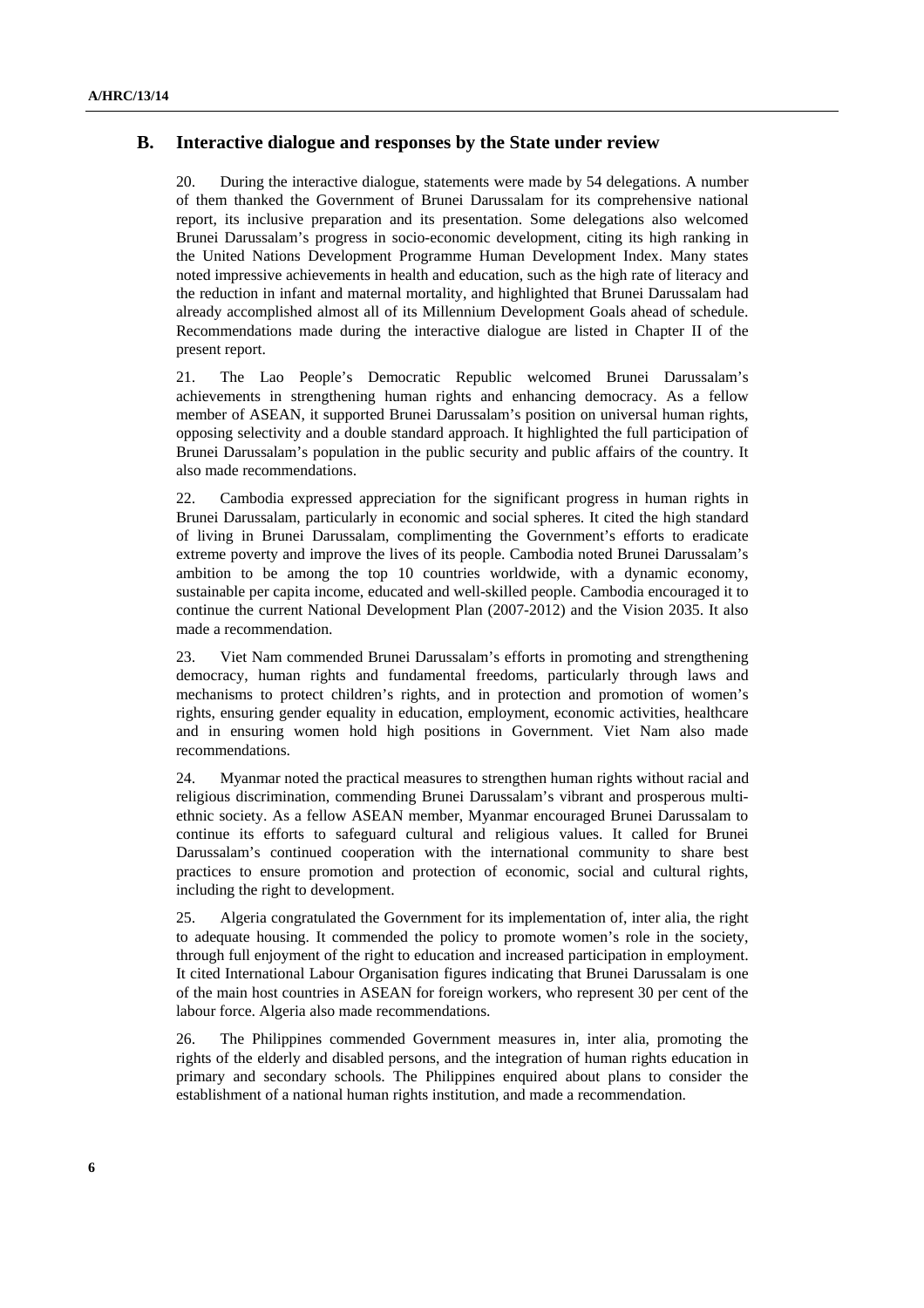## B. Interactive dialogue and responses by the State under review

20. During the interactive dialogue, statements were made by 54 delegations. A number of them thanked the Government of Brunei Darussalam for its comprehensive national report, its inclusive preparation and its presentation. Some delegations also welcomed Brunei Darussalam's progress in socio-economic development, citing its high ranking in the United Nations Development Programme Human Development Index. Many states noted impressive achievements in health and education, such as the high rate of literacy and the reduction in infant and maternal mortality, and highlighted that Brunei Darussalam had already accomplished almost all of its Millennium Development Goals ahead of schedule. Recommendations made during the interactive dialogue are listed in Chapter II of the present report.

21. The Lao People's Democratic Republic welcomed Brunei Darussalam's achievements in strengthening human rights and enhancing democracy. As a fellow member of ASEAN, it supported Brunei Darussalam's position on universal human rights, opposing selectivity and a double standard approach. It highlighted the full participation of Brunei Darussalam's population in the public security and public affairs of the country. It also made recommendations.

22. Cambodia expressed appreciation for the significant progress in human rights in Brunei Darussalam, particularly in economic and social spheres. It cited the high standard of living in Brunei Darussalam, complimenting the Government's efforts to eradicate extreme poverty and improve the lives of its people. Cambodia noted Brunei Darussalam's ambition to be among the top 10 countries worldwide, with a dynamic economy, sustainable per capita income, educated and well-skilled people. Cambodia encouraged it to continue the current National Development Plan (2007-2012) and the Vision 2035. It also made a recommendation.

23. Viet Nam commended Brunei Darussalam's efforts in promoting and strengthening democracy, human rights and fundamental freedoms, particularly through laws and mechanisms to protect children's rights, and in protection and promotion of women's rights, ensuring gender equality in education, employment, economic activities, healthcare and in ensuring women hold high positions in Government. Viet Nam also made recommendations.

24. Myanmar noted the practical measures to strengthen human rights without racial and religious discrimination, commending Brunei Darussalam's vibrant and prosperous multi-ethnic society. As a fellow ASEAN member, Myanmar encouraged Brunei Darussalam to continue its efforts to safeguard cultural and religious values. It called for Brunei Darussalam's continued cooperation with the international community to share best practices to ensure promotion and protection of economic, social and cultural rights, including the right to development.

25. Algeria congratulated the Government for its implementation of, inter alia, the right to adequate housing. It commended the policy to promote women's role in the society, through full enjoyment of the right to education and increased participation in employment. It cited International Labour Organisation figures indicating that Brunei Darussalam is one of the main host countries in ASEAN for foreign workers, who represent 30 per cent of the labour force. Algeria also made recommendations.

26. The Philippines commended Government measures in, inter alia, promoting the rights of the elderly and disabled persons, and the integration of human rights education in primary and secondary schools. The Philippines enquired about plans to consider the establishment of a national human rights institution, and made a recommendation.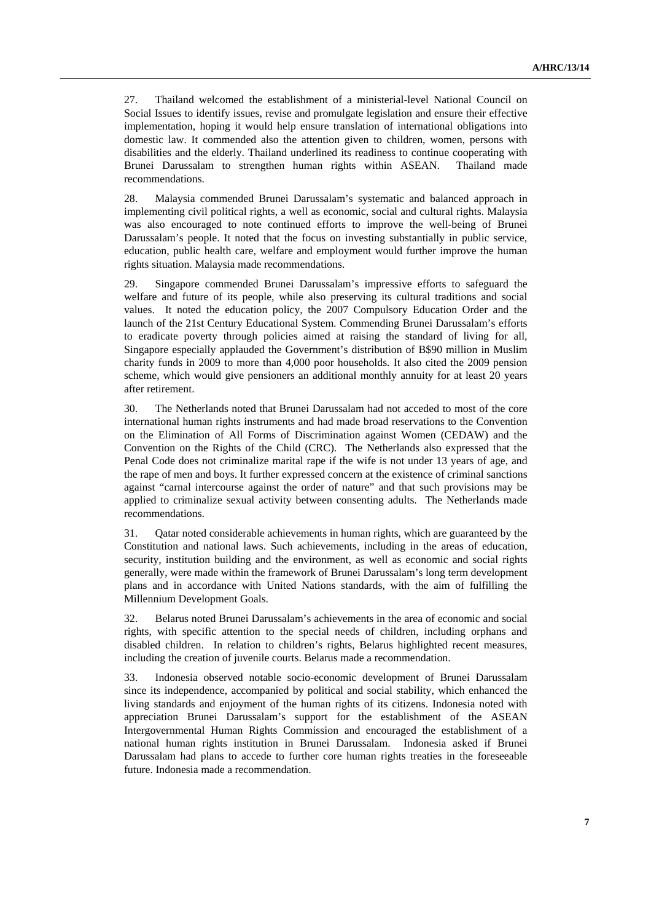27. Thailand welcomed the establishment of a ministerial-level National Council on Social Issues to identify issues, revise and promulgate legislation and ensure their effective implementation, hoping it would help ensure translation of international obligations into domestic law. It commended also the attention given to children, women, persons with disabilities and the elderly. Thailand underlined its readiness to continue cooperating with Brunei Darussalam to strengthen human rights within ASEAN. Thailand made recommendations.

28. Malaysia commended Brunei Darussalam's systematic and balanced approach in implementing civil political rights, a well as economic, social and cultural rights. Malaysia was also encouraged to note continued efforts to improve the well-being of Brunei Darussalam's people. It noted that the focus on investing substantially in public service, education, public health care, welfare and employment would further improve the human rights situation. Malaysia made recommendations.

29. Singapore commended Brunei Darussalam's impressive efforts to safeguard the welfare and future of its people, while also preserving its cultural traditions and social values. It noted the education policy, the 2007 Compulsory Education Order and the launch of the 21st Century Educational System. Commending Brunei Darussalam's efforts to eradicate poverty through policies aimed at raising the standard of living for all, Singapore especially applauded the Government's distribution of B$90 million in Muslim charity funds in 2009 to more than 4,000 poor households. It also cited the 2009 pension scheme, which would give pensioners an additional monthly annuity for at least 20 years after retirement.

30. The Netherlands noted that Brunei Darussalam had not acceded to most of the core international human rights instruments and had made broad reservations to the Convention on the Elimination of All Forms of Discrimination against Women (CEDAW) and the Convention on the Rights of the Child (CRC). The Netherlands also expressed that the Penal Code does not criminalize marital rape if the wife is not under 13 years of age, and the rape of men and boys. It further expressed concern at the existence of criminal sanctions against "carnal intercourse against the order of nature" and that such provisions may be applied to criminalize sexual activity between consenting adults. The Netherlands made recommendations.

31. Qatar noted considerable achievements in human rights, which are guaranteed by the Constitution and national laws. Such achievements, including in the areas of education, security, institution building and the environment, as well as economic and social rights generally, were made within the framework of Brunei Darussalam's long term development plans and in accordance with United Nations standards, with the aim of fulfilling the Millennium Development Goals.

32. Belarus noted Brunei Darussalam's achievements in the area of economic and social rights, with specific attention to the special needs of children, including orphans and disabled children. In relation to children's rights, Belarus highlighted recent measures, including the creation of juvenile courts. Belarus made a recommendation.

33. Indonesia observed notable socio-economic development of Brunei Darussalam since its independence, accompanied by political and social stability, which enhanced the living standards and enjoyment of the human rights of its citizens. Indonesia noted with appreciation Brunei Darussalam's support for the establishment of the ASEAN Intergovernmental Human Rights Commission and encouraged the establishment of a national human rights institution in Brunei Darussalam. Indonesia asked if Brunei Darussalam had plans to accede to further core human rights treaties in the foreseeable future. Indonesia made a recommendation.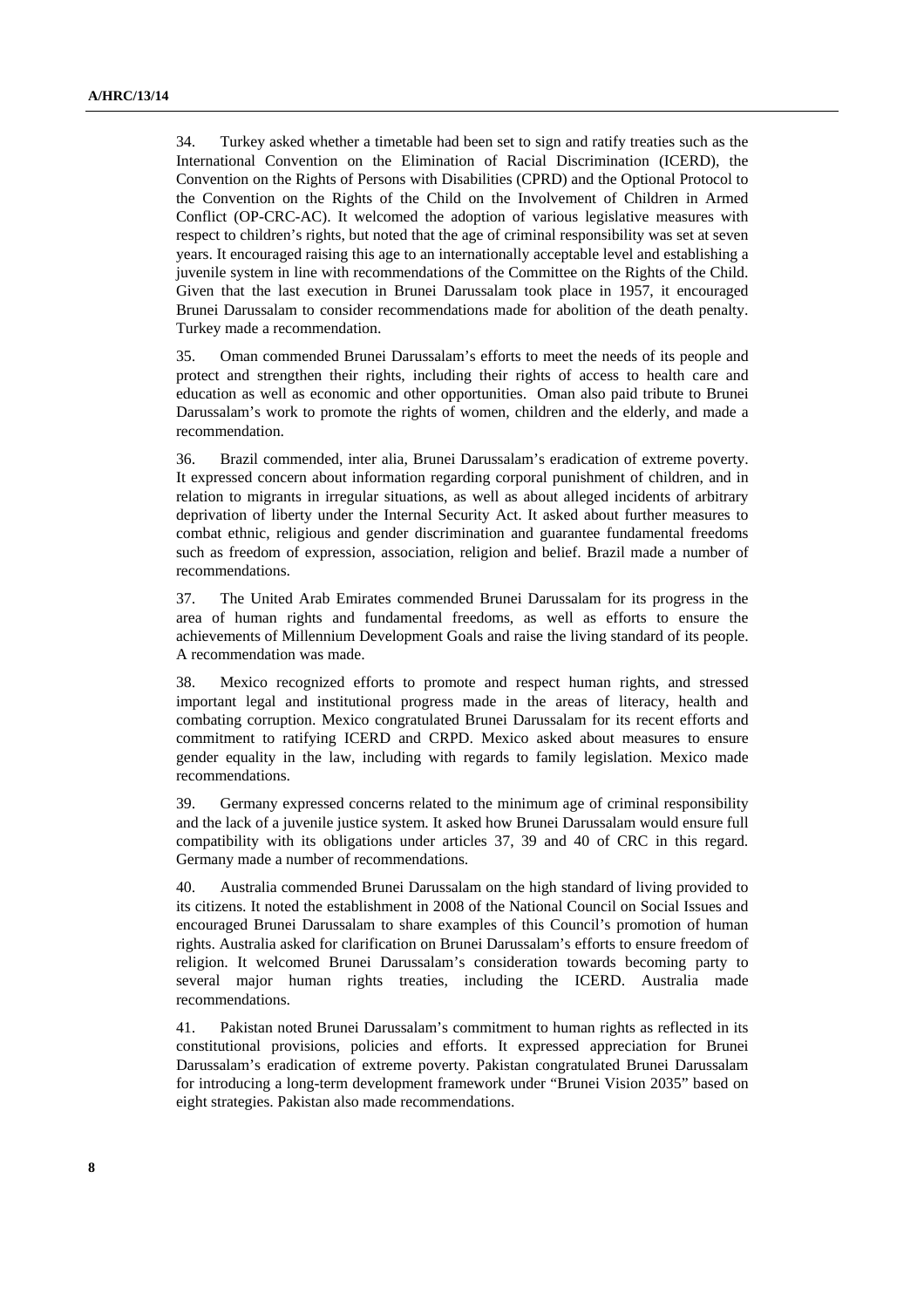34. Turkey asked whether a timetable had been set to sign and ratify treaties such as the International Convention on the Elimination of Racial Discrimination (ICERD), the Convention on the Rights of Persons with Disabilities (CPRD) and the Optional Protocol to the Convention on the Rights of the Child on the Involvement of Children in Armed Conflict (OP-CRC-AC). It welcomed the adoption of various legislative measures with respect to children's rights, but noted that the age of criminal responsibility was set at seven years. It encouraged raising this age to an internationally acceptable level and establishing a juvenile system in line with recommendations of the Committee on the Rights of the Child. Given that the last execution in Brunei Darussalam took place in 1957, it encouraged Brunei Darussalam to consider recommendations made for abolition of the death penalty. Turkey made a recommendation.

35. Oman commended Brunei Darussalam's efforts to meet the needs of its people and protect and strengthen their rights, including their rights of access to health care and education as well as economic and other opportunities. Oman also paid tribute to Brunei Darussalam's work to promote the rights of women, children and the elderly, and made a recommendation.

36. Brazil commended, inter alia, Brunei Darussalam's eradication of extreme poverty. It expressed concern about information regarding corporal punishment of children, and in relation to migrants in irregular situations, as well as about alleged incidents of arbitrary deprivation of liberty under the Internal Security Act. It asked about further measures to combat ethnic, religious and gender discrimination and guarantee fundamental freedoms such as freedom of expression, association, religion and belief. Brazil made a number of recommendations.

37. The United Arab Emirates commended Brunei Darussalam for its progress in the area of human rights and fundamental freedoms, as well as efforts to ensure the achievements of Millennium Development Goals and raise the living standard of its people. A recommendation was made.

38. Mexico recognized efforts to promote and respect human rights, and stressed important legal and institutional progress made in the areas of literacy, health and combating corruption. Mexico congratulated Brunei Darussalam for its recent efforts and commitment to ratifying ICERD and CRPD. Mexico asked about measures to ensure gender equality in the law, including with regards to family legislation. Mexico made recommendations.

39. Germany expressed concerns related to the minimum age of criminal responsibility and the lack of a juvenile justice system. It asked how Brunei Darussalam would ensure full compatibility with its obligations under articles 37, 39 and 40 of CRC in this regard. Germany made a number of recommendations.

40. Australia commended Brunei Darussalam on the high standard of living provided to its citizens. It noted the establishment in 2008 of the National Council on Social Issues and encouraged Brunei Darussalam to share examples of this Council's promotion of human rights. Australia asked for clarification on Brunei Darussalam's efforts to ensure freedom of religion. It welcomed Brunei Darussalam's consideration towards becoming party to several major human rights treaties, including the ICERD. Australia made recommendations.

41. Pakistan noted Brunei Darussalam's commitment to human rights as reflected in its constitutional provisions, policies and efforts. It expressed appreciation for Brunei Darussalam's eradication of extreme poverty. Pakistan congratulated Brunei Darussalam for introducing a long-term development framework under "Brunei Vision 2035" based on eight strategies. Pakistan also made recommendations.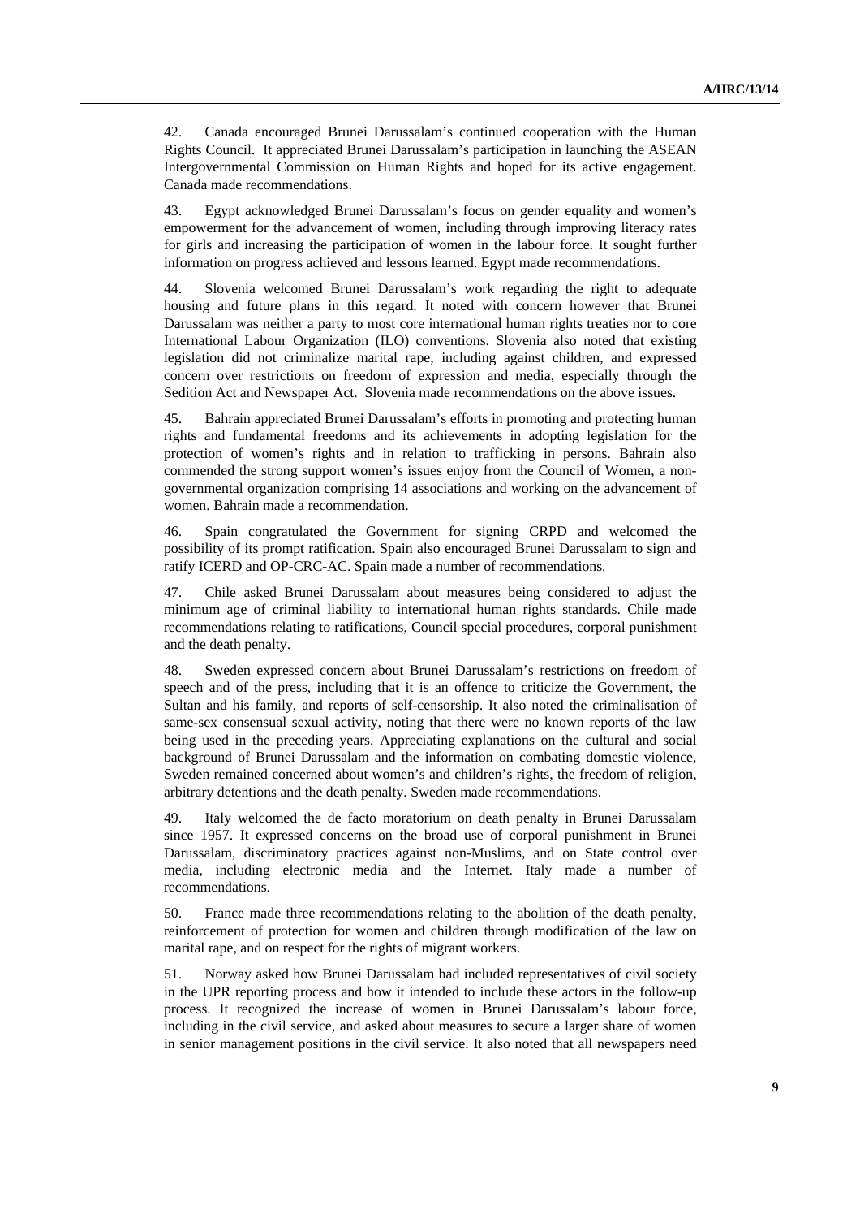42. Canada encouraged Brunei Darussalam's continued cooperation with the Human Rights Council. It appreciated Brunei Darussalam's participation in launching the ASEAN Intergovernmental Commission on Human Rights and hoped for its active engagement. Canada made recommendations.

43. Egypt acknowledged Brunei Darussalam's focus on gender equality and women's empowerment for the advancement of women, including through improving literacy rates for girls and increasing the participation of women in the labour force. It sought further information on progress achieved and lessons learned. Egypt made recommendations.

44. Slovenia welcomed Brunei Darussalam's work regarding the right to adequate housing and future plans in this regard. It noted with concern however that Brunei Darussalam was neither a party to most core international human rights treaties nor to core International Labour Organization (ILO) conventions. Slovenia also noted that existing legislation did not criminalize marital rape, including against children, and expressed concern over restrictions on freedom of expression and media, especially through the Sedition Act and Newspaper Act. Slovenia made recommendations on the above issues.

45. Bahrain appreciated Brunei Darussalam's efforts in promoting and protecting human rights and fundamental freedoms and its achievements in adopting legislation for the protection of women's rights and in relation to trafficking in persons. Bahrain also commended the strong support women's issues enjoy from the Council of Women, a non-governmental organization comprising 14 associations and working on the advancement of women. Bahrain made a recommendation.

46. Spain congratulated the Government for signing CRPD and welcomed the possibility of its prompt ratification. Spain also encouraged Brunei Darussalam to sign and ratify ICERD and OP-CRC-AC. Spain made a number of recommendations.

47. Chile asked Brunei Darussalam about measures being considered to adjust the minimum age of criminal liability to international human rights standards. Chile made recommendations relating to ratifications, Council special procedures, corporal punishment and the death penalty.

48. Sweden expressed concern about Brunei Darussalam's restrictions on freedom of speech and of the press, including that it is an offence to criticize the Government, the Sultan and his family, and reports of self-censorship. It also noted the criminalisation of same-sex consensual sexual activity, noting that there were no known reports of the law being used in the preceding years. Appreciating explanations on the cultural and social background of Brunei Darussalam and the information on combating domestic violence, Sweden remained concerned about women's and children's rights, the freedom of religion, arbitrary detentions and the death penalty. Sweden made recommendations.

49. Italy welcomed the de facto moratorium on death penalty in Brunei Darussalam since 1957. It expressed concerns on the broad use of corporal punishment in Brunei Darussalam, discriminatory practices against non-Muslims, and on State control over media, including electronic media and the Internet. Italy made a number of recommendations.

50. France made three recommendations relating to the abolition of the death penalty, reinforcement of protection for women and children through modification of the law on marital rape, and on respect for the rights of migrant workers.

51. Norway asked how Brunei Darussalam had included representatives of civil society in the UPR reporting process and how it intended to include these actors in the follow-up process. It recognized the increase of women in Brunei Darussalam's labour force, including in the civil service, and asked about measures to secure a larger share of women in senior management positions in the civil service. It also noted that all newspapers need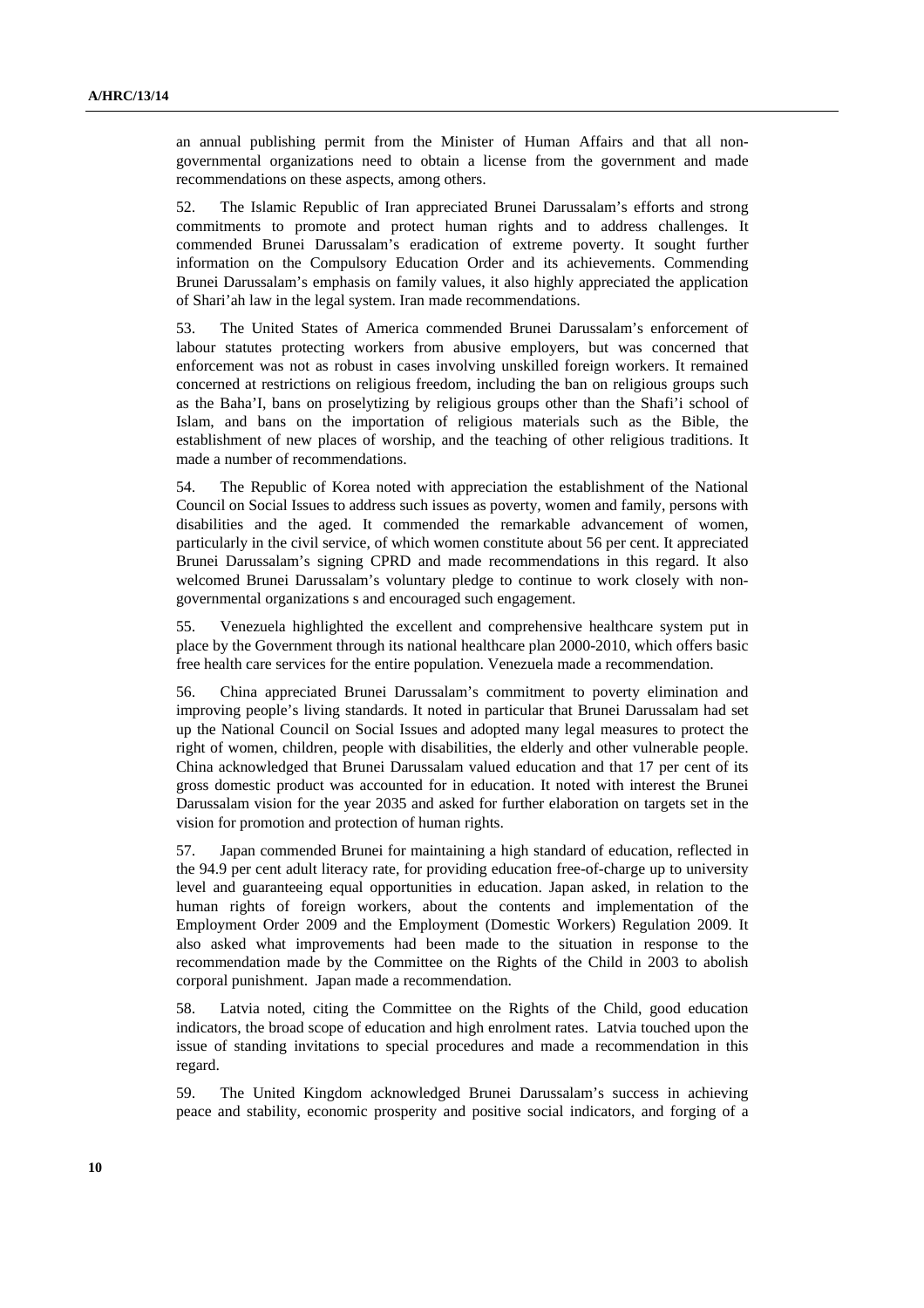an annual publishing permit from the Minister of Human Affairs and that all non-governmental organizations need to obtain a license from the government and made recommendations on these aspects, among others.

52. The Islamic Republic of Iran appreciated Brunei Darussalam's efforts and strong commitments to promote and protect human rights and to address challenges. It commended Brunei Darussalam's eradication of extreme poverty. It sought further information on the Compulsory Education Order and its achievements. Commending Brunei Darussalam's emphasis on family values, it also highly appreciated the application of Shari'ah law in the legal system. Iran made recommendations.

53. The United States of America commended Brunei Darussalam's enforcement of labour statutes protecting workers from abusive employers, but was concerned that enforcement was not as robust in cases involving unskilled foreign workers. It remained concerned at restrictions on religious freedom, including the ban on religious groups such as the Baha'I, bans on proselytizing by religious groups other than the Shafi'i school of Islam, and bans on the importation of religious materials such as the Bible, the establishment of new places of worship, and the teaching of other religious traditions. It made a number of recommendations.

54. The Republic of Korea noted with appreciation the establishment of the National Council on Social Issues to address such issues as poverty, women and family, persons with disabilities and the aged. It commended the remarkable advancement of women, particularly in the civil service, of which women constitute about 56 per cent. It appreciated Brunei Darussalam's signing CPRD and made recommendations in this regard. It also welcomed Brunei Darussalam's voluntary pledge to continue to work closely with non-governmental organizations s and encouraged such engagement.

55. Venezuela highlighted the excellent and comprehensive healthcare system put in place by the Government through its national healthcare plan 2000-2010, which offers basic free health care services for the entire population. Venezuela made a recommendation.

56. China appreciated Brunei Darussalam's commitment to poverty elimination and improving people's living standards. It noted in particular that Brunei Darussalam had set up the National Council on Social Issues and adopted many legal measures to protect the right of women, children, people with disabilities, the elderly and other vulnerable people. China acknowledged that Brunei Darussalam valued education and that 17 per cent of its gross domestic product was accounted for in education. It noted with interest the Brunei Darussalam vision for the year 2035 and asked for further elaboration on targets set in the vision for promotion and protection of human rights.

57. Japan commended Brunei for maintaining a high standard of education, reflected in the 94.9 per cent adult literacy rate, for providing education free-of-charge up to university level and guaranteeing equal opportunities in education. Japan asked, in relation to the human rights of foreign workers, about the contents and implementation of the Employment Order 2009 and the Employment (Domestic Workers) Regulation 2009. It also asked what improvements had been made to the situation in response to the recommendation made by the Committee on the Rights of the Child in 2003 to abolish corporal punishment. Japan made a recommendation.

58. Latvia noted, citing the Committee on the Rights of the Child, good education indicators, the broad scope of education and high enrolment rates. Latvia touched upon the issue of standing invitations to special procedures and made a recommendation in this regard.

59. The United Kingdom acknowledged Brunei Darussalam's success in achieving peace and stability, economic prosperity and positive social indicators, and forging of a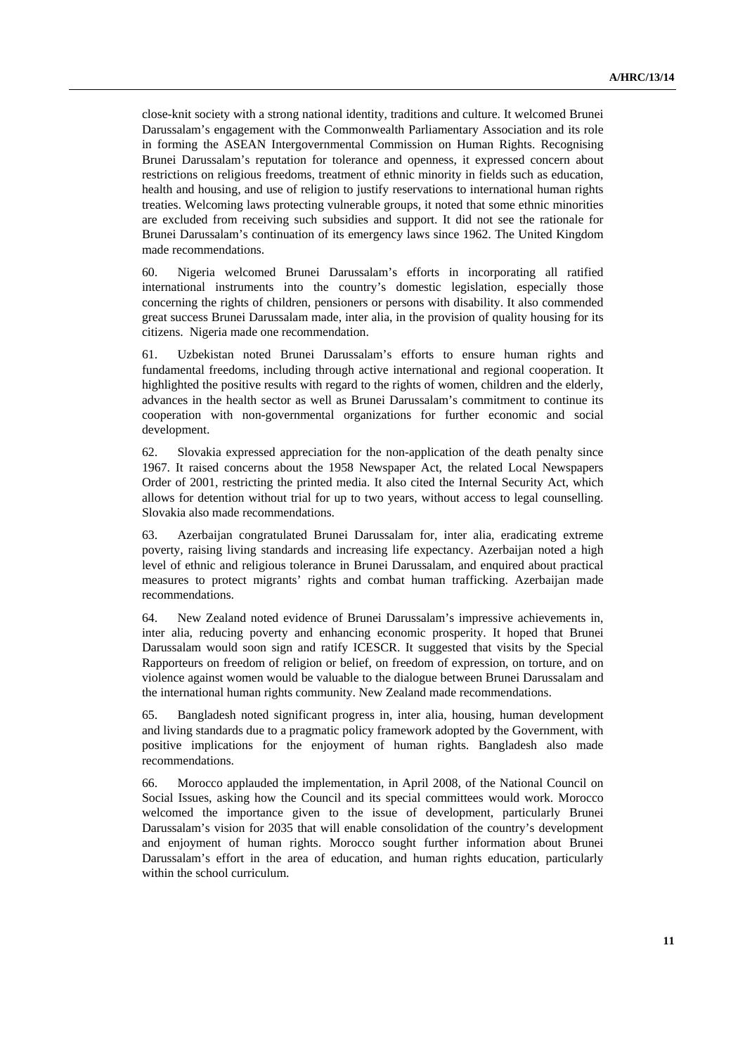close-knit society with a strong national identity, traditions and culture. It welcomed Brunei Darussalam's engagement with the Commonwealth Parliamentary Association and its role in forming the ASEAN Intergovernmental Commission on Human Rights. Recognising Brunei Darussalam's reputation for tolerance and openness, it expressed concern about restrictions on religious freedoms, treatment of ethnic minority in fields such as education, health and housing, and use of religion to justify reservations to international human rights treaties. Welcoming laws protecting vulnerable groups, it noted that some ethnic minorities are excluded from receiving such subsidies and support. It did not see the rationale for Brunei Darussalam's continuation of its emergency laws since 1962. The United Kingdom made recommendations.

60. Nigeria welcomed Brunei Darussalam's efforts in incorporating all ratified international instruments into the country's domestic legislation, especially those concerning the rights of children, pensioners or persons with disability. It also commended great success Brunei Darussalam made, inter alia, in the provision of quality housing for its citizens. Nigeria made one recommendation.

61. Uzbekistan noted Brunei Darussalam's efforts to ensure human rights and fundamental freedoms, including through active international and regional cooperation. It highlighted the positive results with regard to the rights of women, children and the elderly, advances in the health sector as well as Brunei Darussalam's commitment to continue its cooperation with non-governmental organizations for further economic and social development.

62. Slovakia expressed appreciation for the non-application of the death penalty since 1967. It raised concerns about the 1958 Newspaper Act, the related Local Newspapers Order of 2001, restricting the printed media. It also cited the Internal Security Act, which allows for detention without trial for up to two years, without access to legal counselling. Slovakia also made recommendations.

63. Azerbaijan congratulated Brunei Darussalam for, inter alia, eradicating extreme poverty, raising living standards and increasing life expectancy. Azerbaijan noted a high level of ethnic and religious tolerance in Brunei Darussalam, and enquired about practical measures to protect migrants' rights and combat human trafficking. Azerbaijan made recommendations.

64. New Zealand noted evidence of Brunei Darussalam's impressive achievements in, inter alia, reducing poverty and enhancing economic prosperity. It hoped that Brunei Darussalam would soon sign and ratify ICESCR. It suggested that visits by the Special Rapporteurs on freedom of religion or belief, on freedom of expression, on torture, and on violence against women would be valuable to the dialogue between Brunei Darussalam and the international human rights community. New Zealand made recommendations.

65. Bangladesh noted significant progress in, inter alia, housing, human development and living standards due to a pragmatic policy framework adopted by the Government, with positive implications for the enjoyment of human rights. Bangladesh also made recommendations.

66. Morocco applauded the implementation, in April 2008, of the National Council on Social Issues, asking how the Council and its special committees would work. Morocco welcomed the importance given to the issue of development, particularly Brunei Darussalam's vision for 2035 that will enable consolidation of the country's development and enjoyment of human rights. Morocco sought further information about Brunei Darussalam's effort in the area of education, and human rights education, particularly within the school curriculum.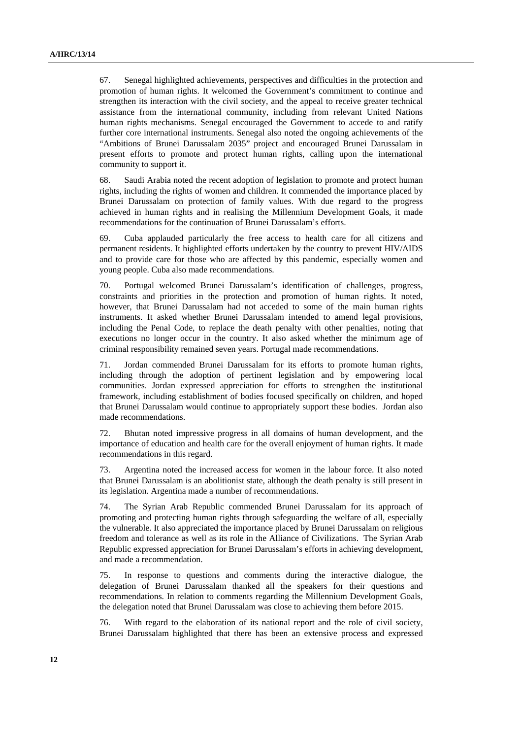67. Senegal highlighted achievements, perspectives and difficulties in the protection and promotion of human rights. It welcomed the Government's commitment to continue and strengthen its interaction with the civil society, and the appeal to receive greater technical assistance from the international community, including from relevant United Nations human rights mechanisms. Senegal encouraged the Government to accede to and ratify further core international instruments. Senegal also noted the ongoing achievements of the "Ambitions of Brunei Darussalam 2035" project and encouraged Brunei Darussalam in present efforts to promote and protect human rights, calling upon the international community to support it.

68. Saudi Arabia noted the recent adoption of legislation to promote and protect human rights, including the rights of women and children. It commended the importance placed by Brunei Darussalam on protection of family values. With due regard to the progress achieved in human rights and in realising the Millennium Development Goals, it made recommendations for the continuation of Brunei Darussalam's efforts.

69. Cuba applauded particularly the free access to health care for all citizens and permanent residents. It highlighted efforts undertaken by the country to prevent HIV/AIDS and to provide care for those who are affected by this pandemic, especially women and young people. Cuba also made recommendations.

70. Portugal welcomed Brunei Darussalam's identification of challenges, progress, constraints and priorities in the protection and promotion of human rights. It noted, however, that Brunei Darussalam had not acceded to some of the main human rights instruments. It asked whether Brunei Darussalam intended to amend legal provisions, including the Penal Code, to replace the death penalty with other penalties, noting that executions no longer occur in the country. It also asked whether the minimum age of criminal responsibility remained seven years. Portugal made recommendations.

71. Jordan commended Brunei Darussalam for its efforts to promote human rights, including through the adoption of pertinent legislation and by empowering local communities. Jordan expressed appreciation for efforts to strengthen the institutional framework, including establishment of bodies focused specifically on children, and hoped that Brunei Darussalam would continue to appropriately support these bodies. Jordan also made recommendations.

72. Bhutan noted impressive progress in all domains of human development, and the importance of education and health care for the overall enjoyment of human rights. It made recommendations in this regard.

73. Argentina noted the increased access for women in the labour force. It also noted that Brunei Darussalam is an abolitionist state, although the death penalty is still present in its legislation. Argentina made a number of recommendations.

74. The Syrian Arab Republic commended Brunei Darussalam for its approach of promoting and protecting human rights through safeguarding the welfare of all, especially the vulnerable. It also appreciated the importance placed by Brunei Darussalam on religious freedom and tolerance as well as its role in the Alliance of Civilizations. The Syrian Arab Republic expressed appreciation for Brunei Darussalam's efforts in achieving development, and made a recommendation.

75. In response to questions and comments during the interactive dialogue, the delegation of Brunei Darussalam thanked all the speakers for their questions and recommendations. In relation to comments regarding the Millennium Development Goals, the delegation noted that Brunei Darussalam was close to achieving them before 2015.

76. With regard to the elaboration of its national report and the role of civil society, Brunei Darussalam highlighted that there has been an extensive process and expressed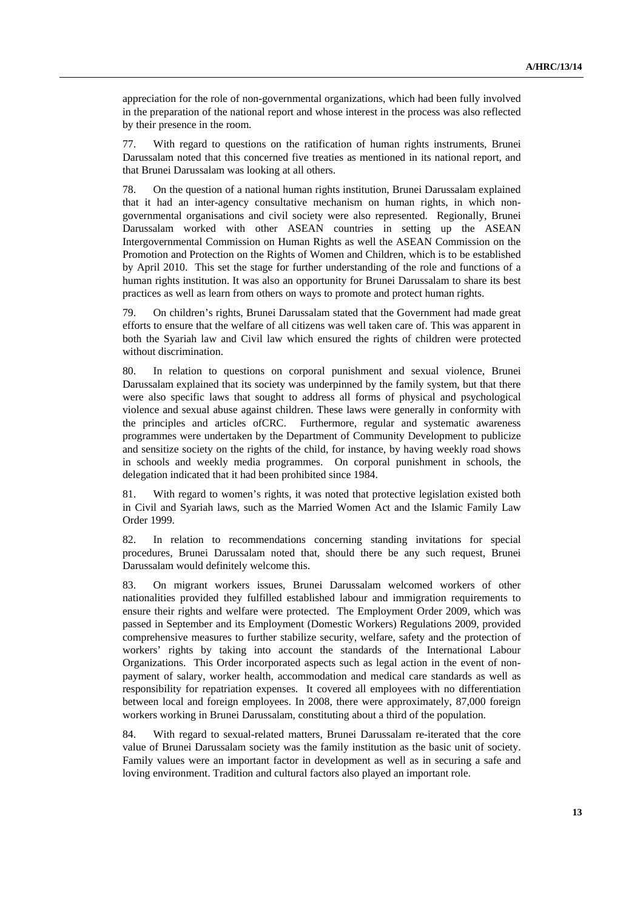appreciation for the role of non-governmental organizations, which had been fully involved in the preparation of the national report and whose interest in the process was also reflected by their presence in the room.

77. With regard to questions on the ratification of human rights instruments, Brunei Darussalam noted that this concerned five treaties as mentioned in its national report, and that Brunei Darussalam was looking at all others.

78. On the question of a national human rights institution, Brunei Darussalam explained that it had an inter-agency consultative mechanism on human rights, in which non-governmental organisations and civil society were also represented. Regionally, Brunei Darussalam worked with other ASEAN countries in setting up the ASEAN Intergovernmental Commission on Human Rights as well the ASEAN Commission on the Promotion and Protection on the Rights of Women and Children, which is to be established by April 2010. This set the stage for further understanding of the role and functions of a human rights institution. It was also an opportunity for Brunei Darussalam to share its best practices as well as learn from others on ways to promote and protect human rights.

79. On children's rights, Brunei Darussalam stated that the Government had made great efforts to ensure that the welfare of all citizens was well taken care of. This was apparent in both the Syariah law and Civil law which ensured the rights of children were protected without discrimination.

80. In relation to questions on corporal punishment and sexual violence, Brunei Darussalam explained that its society was underpinned by the family system, but that there were also specific laws that sought to address all forms of physical and psychological violence and sexual abuse against children. These laws were generally in conformity with the principles and articles ofCRC. Furthermore, regular and systematic awareness programmes were undertaken by the Department of Community Development to publicize and sensitize society on the rights of the child, for instance, by having weekly road shows in schools and weekly media programmes. On corporal punishment in schools, the delegation indicated that it had been prohibited since 1984.

81. With regard to women's rights, it was noted that protective legislation existed both in Civil and Syariah laws, such as the Married Women Act and the Islamic Family Law Order 1999.

82. In relation to recommendations concerning standing invitations for special procedures, Brunei Darussalam noted that, should there be any such request, Brunei Darussalam would definitely welcome this.

83. On migrant workers issues, Brunei Darussalam welcomed workers of other nationalities provided they fulfilled established labour and immigration requirements to ensure their rights and welfare were protected. The Employment Order 2009, which was passed in September and its Employment (Domestic Workers) Regulations 2009, provided comprehensive measures to further stabilize security, welfare, safety and the protection of workers' rights by taking into account the standards of the International Labour Organizations. This Order incorporated aspects such as legal action in the event of non-payment of salary, worker health, accommodation and medical care standards as well as responsibility for repatriation expenses. It covered all employees with no differentiation between local and foreign employees. In 2008, there were approximately, 87,000 foreign workers working in Brunei Darussalam, constituting about a third of the population.

84. With regard to sexual-related matters, Brunei Darussalam re-iterated that the core value of Brunei Darussalam society was the family institution as the basic unit of society. Family values were an important factor in development as well as in securing a safe and loving environment. Tradition and cultural factors also played an important role.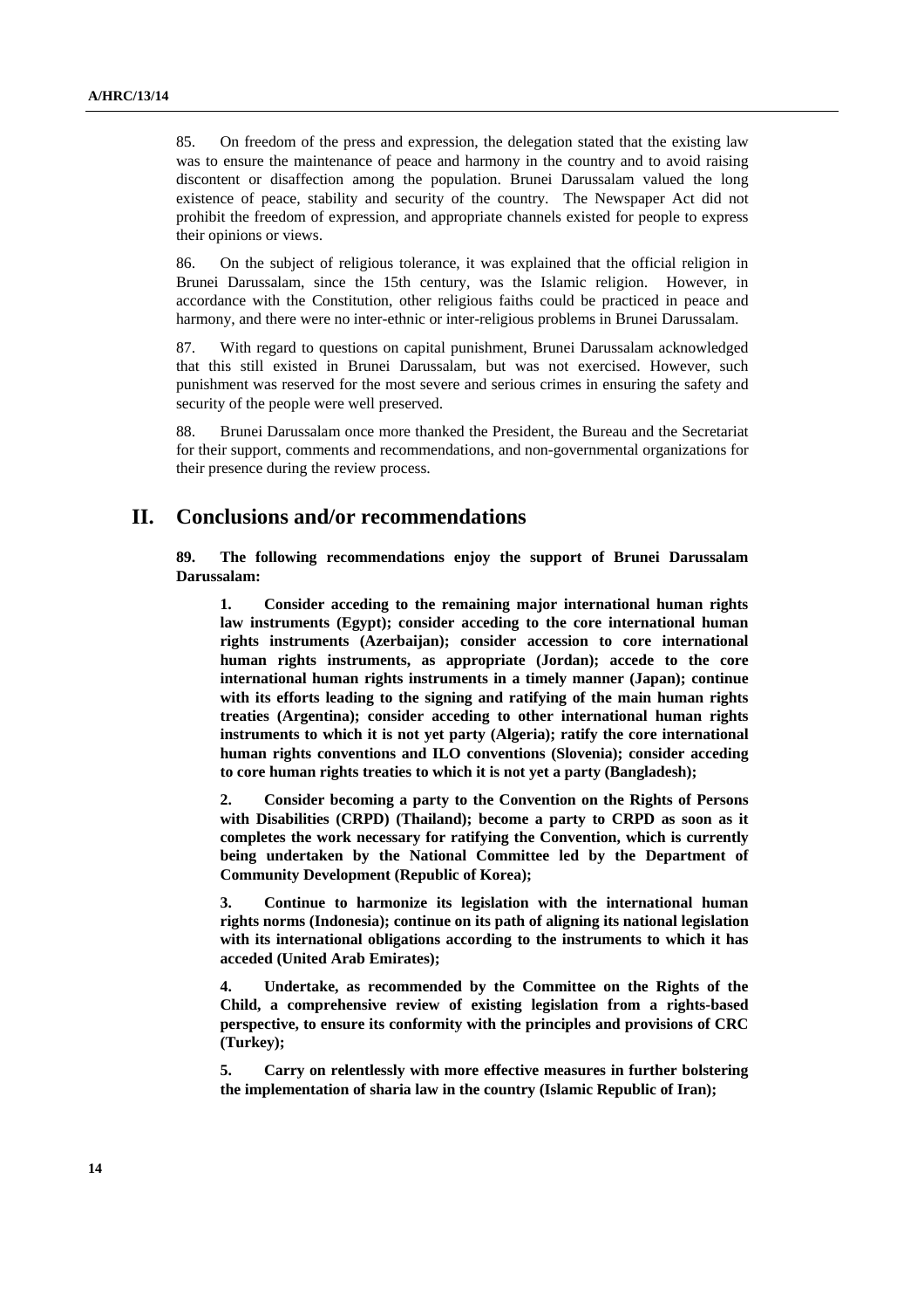85. On freedom of the press and expression, the delegation stated that the existing law was to ensure the maintenance of peace and harmony in the country and to avoid raising discontent or disaffection among the population. Brunei Darussalam valued the long existence of peace, stability and security of the country. The Newspaper Act did not prohibit the freedom of expression, and appropriate channels existed for people to express their opinions or views.

86. On the subject of religious tolerance, it was explained that the official religion in Brunei Darussalam, since the 15th century, was the Islamic religion. However, in accordance with the Constitution, other religious faiths could be practiced in peace and harmony, and there were no inter-ethnic or inter-religious problems in Brunei Darussalam.

87. With regard to questions on capital punishment, Brunei Darussalam acknowledged that this still existed in Brunei Darussalam, but was not exercised. However, such punishment was reserved for the most severe and serious crimes in ensuring the safety and security of the people were well preserved.

88. Brunei Darussalam once more thanked the President, the Bureau and the Secretariat for their support, comments and recommendations, and non-governmental organizations for their presence during the review process.

# II. Conclusions and/or recommendations

**89. The following recommendations enjoy the support of Brunei Darussalam Darussalam:**

**1. Consider acceding to the remaining major international human rights law instruments (Egypt); consider acceding to the core international human rights instruments (Azerbaijan); consider accession to core international human rights instruments, as appropriate (Jordan); accede to the core international human rights instruments in a timely manner (Japan); continue with its efforts leading to the signing and ratifying of the main human rights treaties (Argentina); consider acceding to other international human rights instruments to which it is not yet party (Algeria); ratify the core international human rights conventions and ILO conventions (Slovenia); consider acceding to core human rights treaties to which it is not yet a party (Bangladesh);**

**2. Consider becoming a party to the Convention on the Rights of Persons with Disabilities (CRPD) (Thailand); become a party to CRPD as soon as it completes the work necessary for ratifying the Convention, which is currently being undertaken by the National Committee led by the Department of Community Development (Republic of Korea);**

**3. Continue to harmonize its legislation with the international human rights norms (Indonesia); continue on its path of aligning its national legislation with its international obligations according to the instruments to which it has acceded (United Arab Emirates);**

**4. Undertake, as recommended by the Committee on the Rights of the Child, a comprehensive review of existing legislation from a rights-based perspective, to ensure its conformity with the principles and provisions of CRC (Turkey);**

**5. Carry on relentlessly with more effective measures in further bolstering the implementation of sharia law in the country (Islamic Republic of Iran);**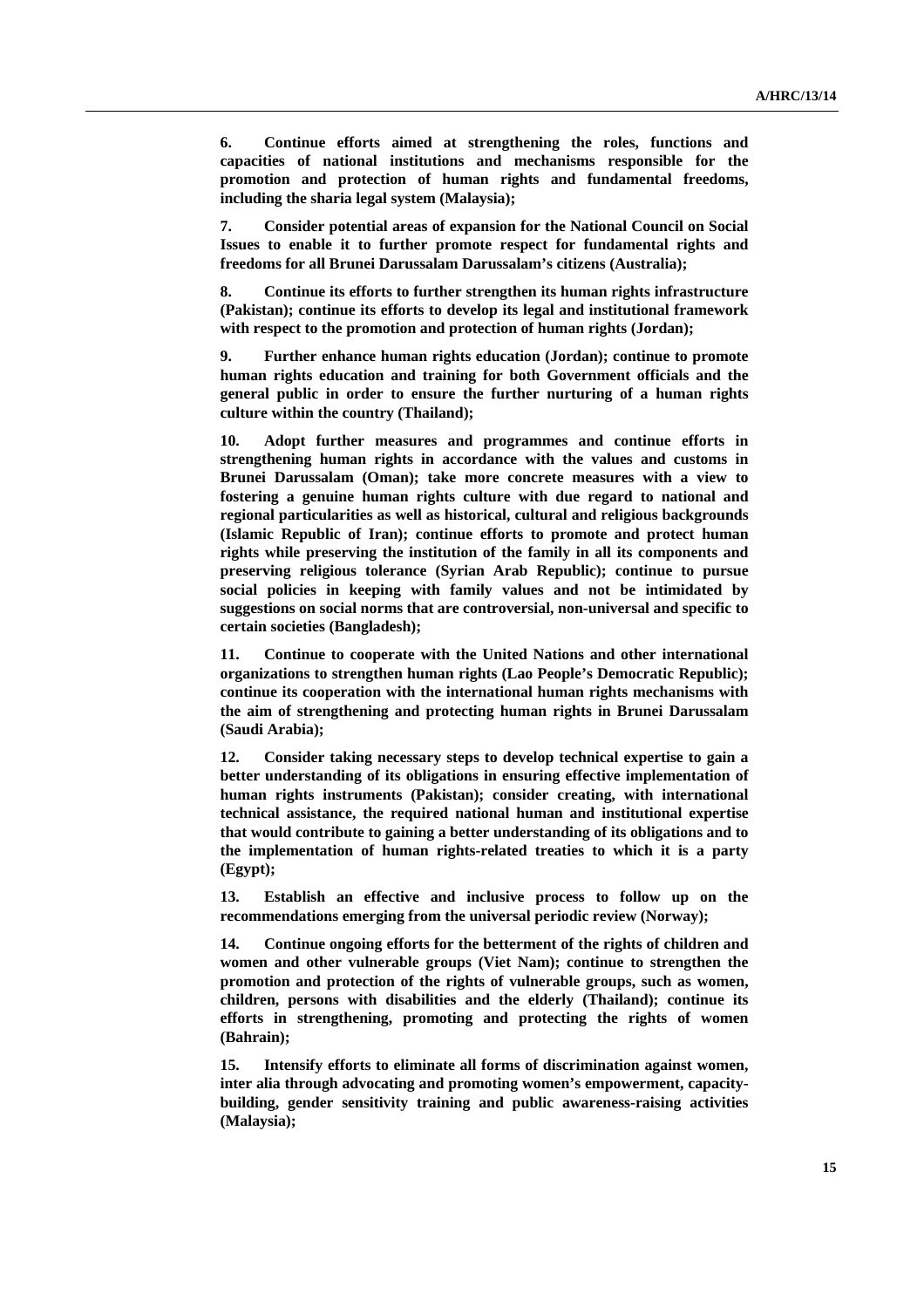**6. Continue efforts aimed at strengthening the roles, functions and capacities of national institutions and mechanisms responsible for the promotion and protection of human rights and fundamental freedoms, including the sharia legal system (Malaysia);**

**7. Consider potential areas of expansion for the National Council on Social Issues to enable it to further promote respect for fundamental rights and freedoms for all Brunei Darussalam Darussalam's citizens (Australia);**

**8. Continue its efforts to further strengthen its human rights infrastructure (Pakistan); continue its efforts to develop its legal and institutional framework with respect to the promotion and protection of human rights (Jordan);**

**9. Further enhance human rights education (Jordan); continue to promote human rights education and training for both Government officials and the general public in order to ensure the further nurturing of a human rights culture within the country (Thailand);**

**10. Adopt further measures and programmes and continue efforts in strengthening human rights in accordance with the values and customs in Brunei Darussalam (Oman); take more concrete measures with a view to fostering a genuine human rights culture with due regard to national and regional particularities as well as historical, cultural and religious backgrounds (Islamic Republic of Iran); continue efforts to promote and protect human rights while preserving the institution of the family in all its components and preserving religious tolerance (Syrian Arab Republic); continue to pursue social policies in keeping with family values and not be intimidated by suggestions on social norms that are controversial, non-universal and specific to certain societies (Bangladesh);**

**11. Continue to cooperate with the United Nations and other international organizations to strengthen human rights (Lao People's Democratic Republic); continue its cooperation with the international human rights mechanisms with the aim of strengthening and protecting human rights in Brunei Darussalam (Saudi Arabia);**

**12. Consider taking necessary steps to develop technical expertise to gain a better understanding of its obligations in ensuring effective implementation of human rights instruments (Pakistan); consider creating, with international technical assistance, the required national human and institutional expertise that would contribute to gaining a better understanding of its obligations and to the implementation of human rights-related treaties to which it is a party (Egypt);**

**13. Establish an effective and inclusive process to follow up on the recommendations emerging from the universal periodic review (Norway);**

**14. Continue ongoing efforts for the betterment of the rights of children and women and other vulnerable groups (Viet Nam); continue to strengthen the promotion and protection of the rights of vulnerable groups, such as women, children, persons with disabilities and the elderly (Thailand); continue its efforts in strengthening, promoting and protecting the rights of women (Bahrain);**

**15. Intensify efforts to eliminate all forms of discrimination against women, inter alia through advocating and promoting women's empowerment, capacity-building, gender sensitivity training and public awareness-raising activities (Malaysia);**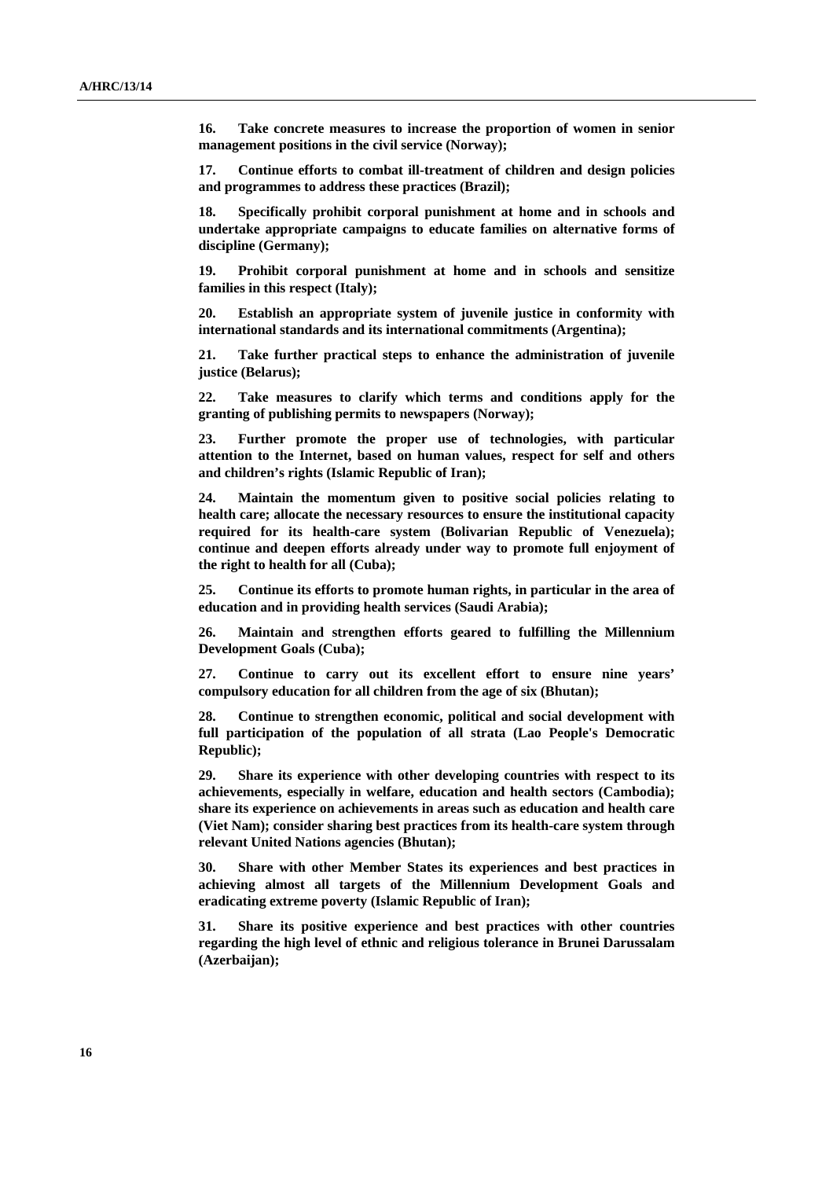**16. Take concrete measures to increase the proportion of women in senior management positions in the civil service (Norway);**

**17. Continue efforts to combat ill-treatment of children and design policies and programmes to address these practices (Brazil);**

**18. Specifically prohibit corporal punishment at home and in schools and undertake appropriate campaigns to educate families on alternative forms of discipline (Germany);**

**19. Prohibit corporal punishment at home and in schools and sensitize families in this respect (Italy);**

**20. Establish an appropriate system of juvenile justice in conformity with international standards and its international commitments (Argentina);**

**21. Take further practical steps to enhance the administration of juvenile justice (Belarus);**

**22. Take measures to clarify which terms and conditions apply for the granting of publishing permits to newspapers (Norway);**

**23. Further promote the proper use of technologies, with particular attention to the Internet, based on human values, respect for self and others and children's rights (Islamic Republic of Iran);**

**24. Maintain the momentum given to positive social policies relating to health care; allocate the necessary resources to ensure the institutional capacity required for its health-care system (Bolivarian Republic of Venezuela); continue and deepen efforts already under way to promote full enjoyment of the right to health for all (Cuba);**

**25. Continue its efforts to promote human rights, in particular in the area of education and in providing health services (Saudi Arabia);**

**26. Maintain and strengthen efforts geared to fulfilling the Millennium Development Goals (Cuba);**

**27. Continue to carry out its excellent effort to ensure nine years' compulsory education for all children from the age of six (Bhutan);**

**28. Continue to strengthen economic, political and social development with full participation of the population of all strata (Lao People's Democratic Republic);**

**29. Share its experience with other developing countries with respect to its achievements, especially in welfare, education and health sectors (Cambodia); share its experience on achievements in areas such as education and health care (Viet Nam); consider sharing best practices from its health-care system through relevant United Nations agencies (Bhutan);**

**30. Share with other Member States its experiences and best practices in achieving almost all targets of the Millennium Development Goals and eradicating extreme poverty (Islamic Republic of Iran);**

**31. Share its positive experience and best practices with other countries regarding the high level of ethnic and religious tolerance in Brunei Darussalam (Azerbaijan);**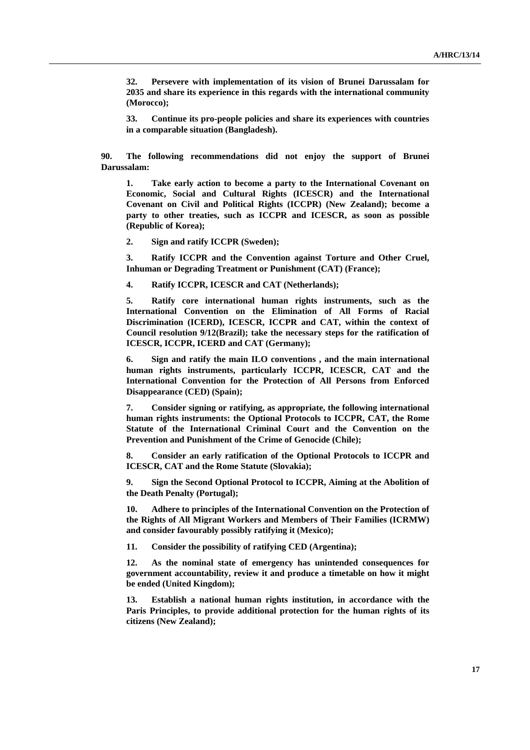**32. Persevere with implementation of its vision of Brunei Darussalam for 2035 and share its experience in this regards with the international community (Morocco);**

**33. Continue its pro-people policies and share its experiences with countries in a comparable situation (Bangladesh).**

**90. The following recommendations did not enjoy the support of Brunei Darussalam:**

**1. Take early action to become a party to the International Covenant on Economic, Social and Cultural Rights (ICESCR) and the International Covenant on Civil and Political Rights (ICCPR) (New Zealand); become a party to other treaties, such as ICCPR and ICESCR, as soon as possible (Republic of Korea);**

**2. Sign and ratify ICCPR (Sweden);**

**3. Ratify ICCPR and the Convention against Torture and Other Cruel, Inhuman or Degrading Treatment or Punishment (CAT) (France);**

**4. Ratify ICCPR, ICESCR and CAT (Netherlands);**

**5. Ratify core international human rights instruments, such as the International Convention on the Elimination of All Forms of Racial Discrimination (ICERD), ICESCR, ICCPR and CAT, within the context of Council resolution 9/12(Brazil); take the necessary steps for the ratification of ICESCR, ICCPR, ICERD and CAT (Germany);**

**6. Sign and ratify the main ILO conventions , and the main international human rights instruments, particularly ICCPR, ICESCR, CAT and the International Convention for the Protection of All Persons from Enforced Disappearance (CED) (Spain);**

**7. Consider signing or ratifying, as appropriate, the following international human rights instruments: the Optional Protocols to ICCPR, CAT, the Rome Statute of the International Criminal Court and the Convention on the Prevention and Punishment of the Crime of Genocide (Chile);**

**8. Consider an early ratification of the Optional Protocols to ICCPR and ICESCR, CAT and the Rome Statute (Slovakia);**

**9. Sign the Second Optional Protocol to ICCPR, Aiming at the Abolition of the Death Penalty (Portugal);**

**10. Adhere to principles of the International Convention on the Protection of the Rights of All Migrant Workers and Members of Their Families (ICRMW) and consider favourably possibly ratifying it (Mexico);**

**11. Consider the possibility of ratifying CED (Argentina);**

**12. As the nominal state of emergency has unintended consequences for government accountability, review it and produce a timetable on how it might be ended (United Kingdom);**

**13. Establish a national human rights institution, in accordance with the Paris Principles, to provide additional protection for the human rights of its citizens (New Zealand);**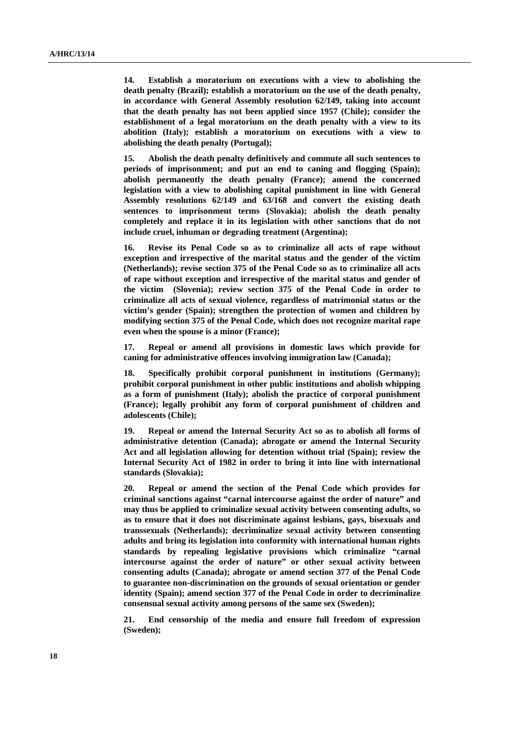**14. Establish a moratorium on executions with a view to abolishing the death penalty (Brazil); establish a moratorium on the use of the death penalty, in accordance with General Assembly resolution 62/149, taking into account that the death penalty has not been applied since 1957 (Chile); consider the establishment of a legal moratorium on the death penalty with a view to its abolition (Italy); establish a moratorium on executions with a view to abolishing the death penalty (Portugal);**

**15. Abolish the death penalty definitively and commute all such sentences to periods of imprisonment; and put an end to caning and flogging (Spain); abolish permanently the death penalty (France); amend the concerned legislation with a view to abolishing capital punishment in line with General Assembly resolutions 62/149 and 63/168 and convert the existing death sentences to imprisonment terms (Slovakia); abolish the death penalty completely and replace it in its legislation with other sanctions that do not include cruel, inhuman or degrading treatment (Argentina);**

**16. Revise its Penal Code so as to criminalize all acts of rape without exception and irrespective of the marital status and the gender of the victim (Netherlands); revise section 375 of the Penal Code so as to criminalize all acts of rape without exception and irrespective of the marital status and gender of the victim (Slovenia); review section 375 of the Penal Code in order to criminalize all acts of sexual violence, regardless of matrimonial status or the victim's gender (Spain); strengthen the protection of women and children by modifying section 375 of the Penal Code, which does not recognize marital rape even when the spouse is a minor (France);**

**17. Repeal or amend all provisions in domestic laws which provide for caning for administrative offences involving immigration law (Canada);**

**18. Specifically prohibit corporal punishment in institutions (Germany); prohibit corporal punishment in other public institutions and abolish whipping as a form of punishment (Italy); abolish the practice of corporal punishment (France); legally prohibit any form of corporal punishment of children and adolescents (Chile);**

**19. Repeal or amend the Internal Security Act so as to abolish all forms of administrative detention (Canada); abrogate or amend the Internal Security Act and all legislation allowing for detention without trial (Spain); review the Internal Security Act of 1982 in order to bring it into line with international standards (Slovakia);**

**20. Repeal or amend the section of the Penal Code which provides for criminal sanctions against "carnal intercourse against the order of nature" and may thus be applied to criminalize sexual activity between consenting adults, so as to ensure that it does not discriminate against lesbians, gays, bisexuals and transsexuals (Netherlands); decriminalize sexual activity between consenting adults and bring its legislation into conformity with international human rights standards by repealing legislative provisions which criminalize "carnal intercourse against the order of nature" or other sexual activity between consenting adults (Canada); abrogate or amend section 377 of the Penal Code to guarantee non-discrimination on the grounds of sexual orientation or gender identity (Spain); amend section 377 of the Penal Code in order to decriminalize consensual sexual activity among persons of the same sex (Sweden);**

**21. End censorship of the media and ensure full freedom of expression (Sweden);**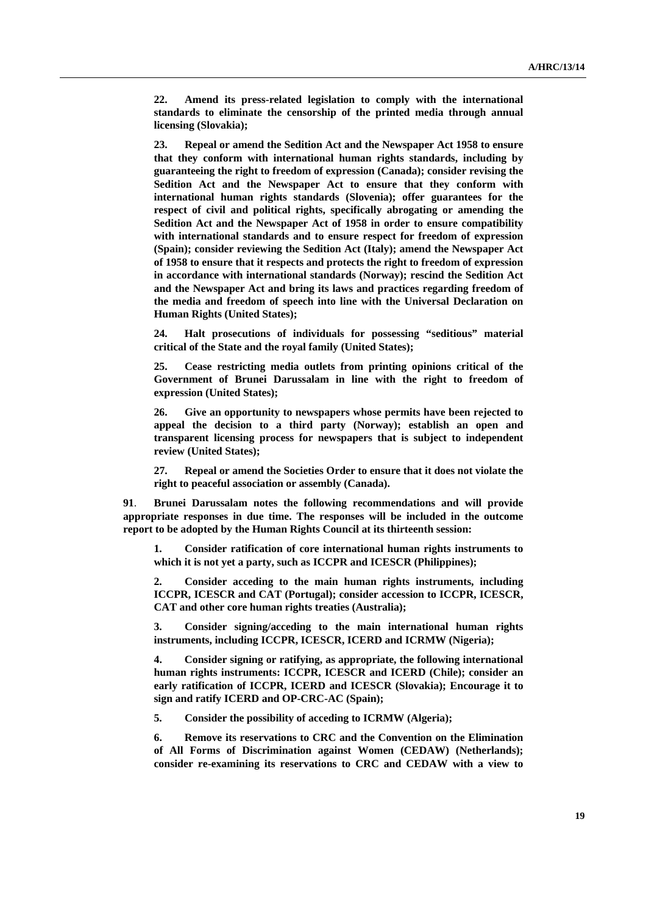**22. Amend its press-related legislation to comply with the international standards to eliminate the censorship of the printed media through annual licensing (Slovakia);**

**23. Repeal or amend the Sedition Act and the Newspaper Act 1958 to ensure that they conform with international human rights standards, including by guaranteeing the right to freedom of expression (Canada); consider revising the Sedition Act and the Newspaper Act to ensure that they conform with international human rights standards (Slovenia); offer guarantees for the respect of civil and political rights, specifically abrogating or amending the Sedition Act and the Newspaper Act of 1958 in order to ensure compatibility with international standards and to ensure respect for freedom of expression (Spain); consider reviewing the Sedition Act (Italy); amend the Newspaper Act of 1958 to ensure that it respects and protects the right to freedom of expression in accordance with international standards (Norway); rescind the Sedition Act and the Newspaper Act and bring its laws and practices regarding freedom of the media and freedom of speech into line with the Universal Declaration on Human Rights (United States);**

**24. Halt prosecutions of individuals for possessing "seditious" material critical of the State and the royal family (United States);**

**25. Cease restricting media outlets from printing opinions critical of the Government of Brunei Darussalam in line with the right to freedom of expression (United States);**

**26. Give an opportunity to newspapers whose permits have been rejected to appeal the decision to a third party (Norway); establish an open and transparent licensing process for newspapers that is subject to independent review (United States);**

**27. Repeal or amend the Societies Order to ensure that it does not violate the right to peaceful association or assembly (Canada).**

**91. Brunei Darussalam notes the following recommendations and will provide appropriate responses in due time. The responses will be included in the outcome report to be adopted by the Human Rights Council at its thirteenth session:**

**1. Consider ratification of core international human rights instruments to which it is not yet a party, such as ICCPR and ICESCR (Philippines);**

**2. Consider acceding to the main human rights instruments, including ICCPR, ICESCR and CAT (Portugal); consider accession to ICCPR, ICESCR, CAT and other core human rights treaties (Australia);**

**3. Consider signing/acceding to the main international human rights instruments, including ICCPR, ICESCR, ICERD and ICRMW (Nigeria);**

**4. Consider signing or ratifying, as appropriate, the following international human rights instruments: ICCPR, ICESCR and ICERD (Chile); consider an early ratification of ICCPR, ICERD and ICESCR (Slovakia); Encourage it to sign and ratify ICERD and OP-CRC-AC (Spain);**

**5. Consider the possibility of acceding to ICRMW (Algeria);**

**6. Remove its reservations to CRC and the Convention on the Elimination of All Forms of Discrimination against Women (CEDAW) (Netherlands); consider re-examining its reservations to CRC and CEDAW with a view to**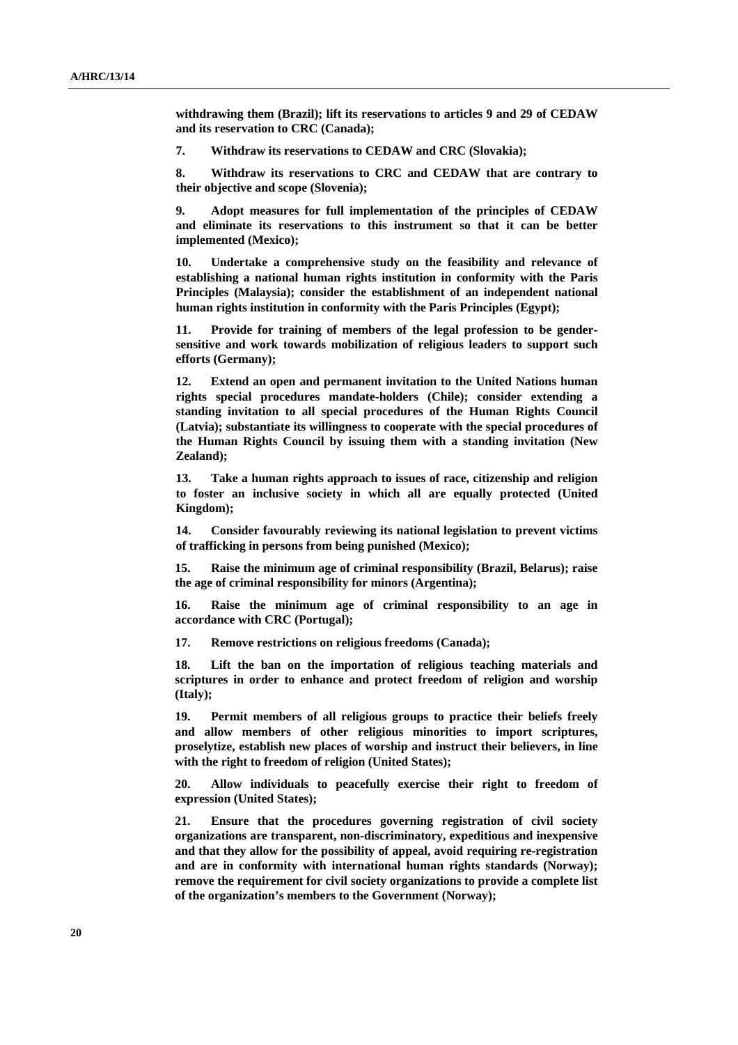**withdrawing them (Brazil); lift its reservations to articles 9 and 29 of CEDAW and its reservation to CRC (Canada);**

**7. Withdraw its reservations to CEDAW and CRC (Slovakia);**

**8. Withdraw its reservations to CRC and CEDAW that are contrary to their objective and scope (Slovenia);**

**9. Adopt measures for full implementation of the principles of CEDAW and eliminate its reservations to this instrument so that it can be better implemented (Mexico);**

**10. Undertake a comprehensive study on the feasibility and relevance of establishing a national human rights institution in conformity with the Paris Principles (Malaysia); consider the establishment of an independent national human rights institution in conformity with the Paris Principles (Egypt);**

**11. Provide for training of members of the legal profession to be gender-sensitive and work towards mobilization of religious leaders to support such efforts (Germany);**

**12. Extend an open and permanent invitation to the United Nations human rights special procedures mandate-holders (Chile); consider extending a standing invitation to all special procedures of the Human Rights Council (Latvia); substantiate its willingness to cooperate with the special procedures of the Human Rights Council by issuing them with a standing invitation (New Zealand);**

**13. Take a human rights approach to issues of race, citizenship and religion to foster an inclusive society in which all are equally protected (United Kingdom);**

**14. Consider favourably reviewing its national legislation to prevent victims of trafficking in persons from being punished (Mexico);**

**15. Raise the minimum age of criminal responsibility (Brazil, Belarus); raise the age of criminal responsibility for minors (Argentina);**

**16. Raise the minimum age of criminal responsibility to an age in accordance with CRC (Portugal);**

**17. Remove restrictions on religious freedoms (Canada);**

**18. Lift the ban on the importation of religious teaching materials and scriptures in order to enhance and protect freedom of religion and worship (Italy);**

**19. Permit members of all religious groups to practice their beliefs freely and allow members of other religious minorities to import scriptures, proselytize, establish new places of worship and instruct their believers, in line with the right to freedom of religion (United States);**

**20. Allow individuals to peacefully exercise their right to freedom of expression (United States);**

**21. Ensure that the procedures governing registration of civil society organizations are transparent, non-discriminatory, expeditious and inexpensive and that they allow for the possibility of appeal, avoid requiring re-registration and are in conformity with international human rights standards (Norway); remove the requirement for civil society organizations to provide a complete list of the organization's members to the Government (Norway);**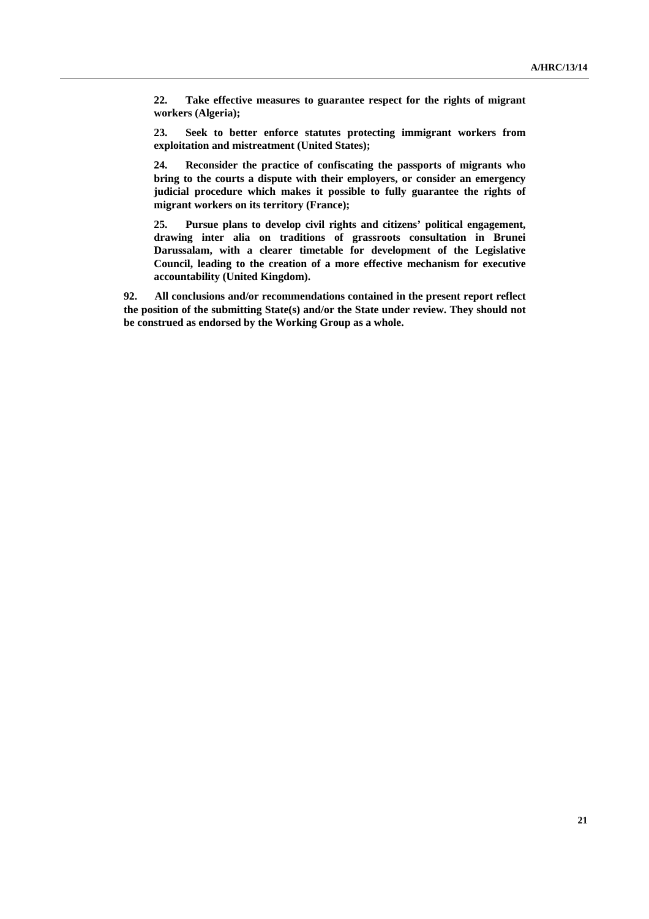**22. Take effective measures to guarantee respect for the rights of migrant workers (Algeria);**

**23. Seek to better enforce statutes protecting immigrant workers from exploitation and mistreatment (United States);**

**24. Reconsider the practice of confiscating the passports of migrants who bring to the courts a dispute with their employers, or consider an emergency judicial procedure which makes it possible to fully guarantee the rights of migrant workers on its territory (France);**

**25. Pursue plans to develop civil rights and citizens' political engagement, drawing inter alia on traditions of grassroots consultation in Brunei Darussalam, with a clearer timetable for development of the Legislative Council, leading to the creation of a more effective mechanism for executive accountability (United Kingdom).**

**92. All conclusions and/or recommendations contained in the present report reflect the position of the submitting State(s) and/or the State under review. They should not be construed as endorsed by the Working Group as a whole.**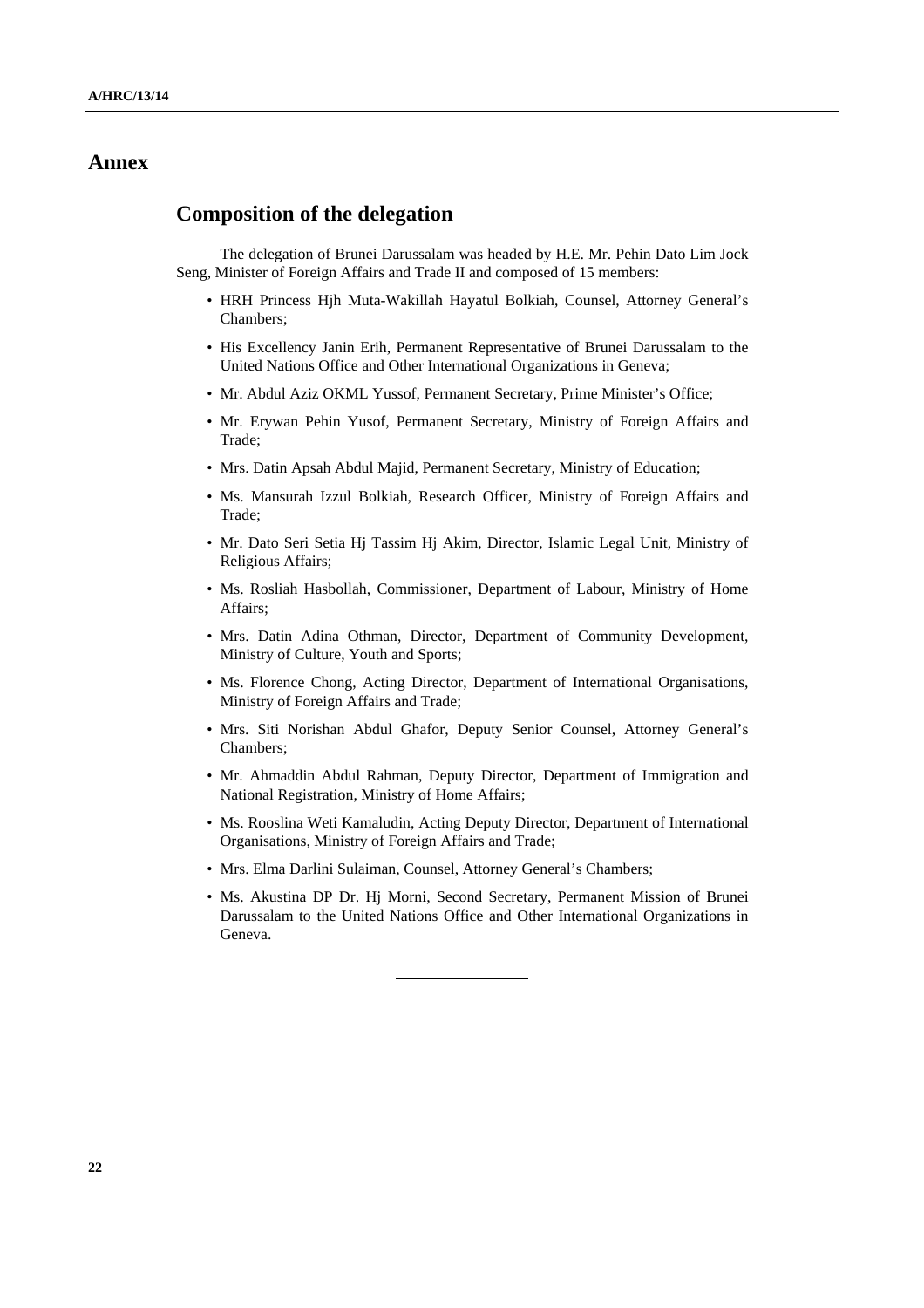# Annex

## Composition of the delegation

The delegation of Brunei Darussalam was headed by H.E. Mr. Pehin Dato Lim Jock Seng, Minister of Foreign Affairs and Trade II and composed of 15 members:

- HRH Princess Hjh Muta-Wakillah Hayatul Bolkiah, Counsel, Attorney General's Chambers;
- His Excellency Janin Erih, Permanent Representative of Brunei Darussalam to the United Nations Office and Other International Organizations in Geneva;
- Mr. Abdul Aziz OKML Yussof, Permanent Secretary, Prime Minister's Office;
- Mr. Erywan Pehin Yusof, Permanent Secretary, Ministry of Foreign Affairs and Trade;
- Mrs. Datin Apsah Abdul Majid, Permanent Secretary, Ministry of Education;
- Ms. Mansurah Izzul Bolkiah, Research Officer, Ministry of Foreign Affairs and Trade;
- Mr. Dato Seri Setia Hj Tassim Hj Akim, Director, Islamic Legal Unit, Ministry of Religious Affairs;
- Ms. Rosliah Hasbollah, Commissioner, Department of Labour, Ministry of Home Affairs;
- Mrs. Datin Adina Othman, Director, Department of Community Development, Ministry of Culture, Youth and Sports;
- Ms. Florence Chong, Acting Director, Department of International Organisations, Ministry of Foreign Affairs and Trade;
- Mrs. Siti Norishan Abdul Ghafor, Deputy Senior Counsel, Attorney General's Chambers;
- Mr. Ahmaddin Abdul Rahman, Deputy Director, Department of Immigration and National Registration, Ministry of Home Affairs;
- Ms. Rooslina Weti Kamaludin, Acting Deputy Director, Department of International Organisations, Ministry of Foreign Affairs and Trade;
- Mrs. Elma Darlini Sulaiman, Counsel, Attorney General's Chambers;
- Ms. Akustina DP Dr. Hj Morni, Second Secretary, Permanent Mission of Brunei Darussalam to the United Nations Office and Other International Organizations in Geneva.